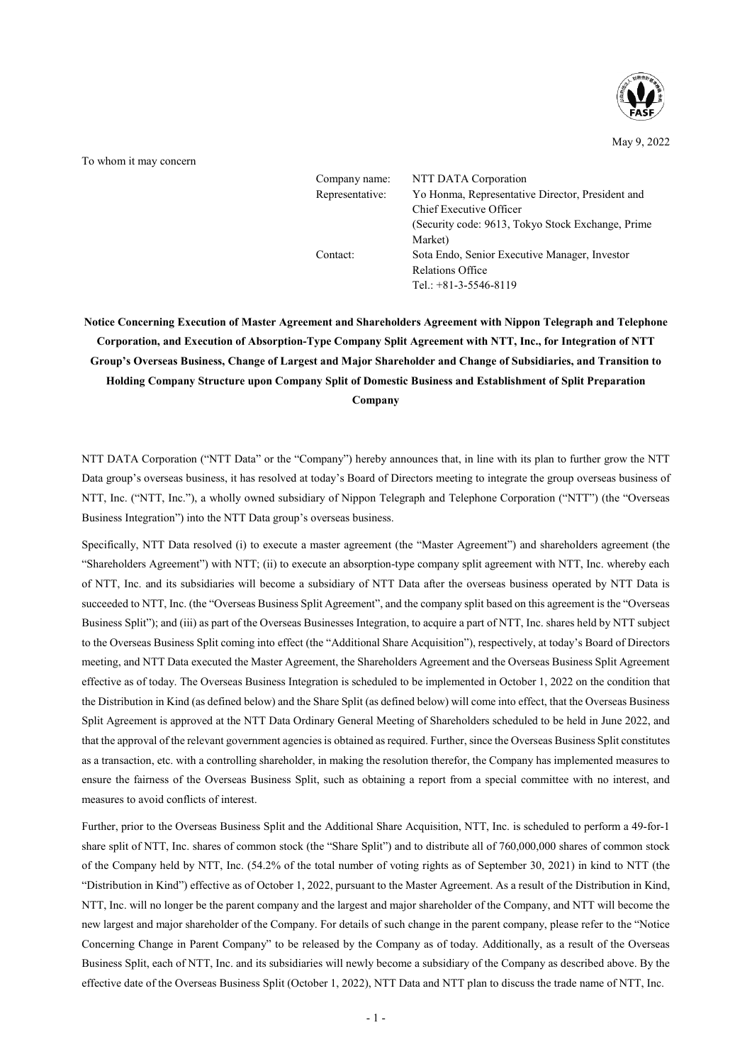May 9, 2022

To whom it may concern

Company name: NTT DATA Corporation
Representative: Yo Honma, Representative Director, President and Chief Executive Officer
(Security code: 9613, Tokyo Stock Exchange, Prime Market)
Contact: Sota Endo, Senior Executive Manager, Investor Relations Office
Tel.: +81-3-5546-8119

**Notice Concerning Execution of Master Agreement and Shareholders Agreement with Nippon Telegraph and Telephone Corporation, and Execution of Absorption-Type Company Split Agreement with NTT, Inc., for Integration of NTT Group's Overseas Business, Change of Largest and Major Shareholder and Change of Subsidiaries, and Transition to Holding Company Structure upon Company Split of Domestic Business and Establishment of Split Preparation Company**

NTT DATA Corporation ("NTT Data" or the "Company") hereby announces that, in line with its plan to further grow the NTT Data group's overseas business, it has resolved at today's Board of Directors meeting to integrate the group overseas business of NTT, Inc. ("NTT, Inc."), a wholly owned subsidiary of Nippon Telegraph and Telephone Corporation ("NTT") (the "Overseas Business Integration") into the NTT Data group's overseas business.

Specifically, NTT Data resolved (i) to execute a master agreement (the "Master Agreement") and shareholders agreement (the "Shareholders Agreement") with NTT; (ii) to execute an absorption-type company split agreement with NTT, Inc. whereby each of NTT, Inc. and its subsidiaries will become a subsidiary of NTT Data after the overseas business operated by NTT Data is succeeded to NTT, Inc. (the "Overseas Business Split Agreement", and the company split based on this agreement is the "Overseas Business Split"); and (iii) as part of the Overseas Businesses Integration, to acquire a part of NTT, Inc. shares held by NTT subject to the Overseas Business Split coming into effect (the "Additional Share Acquisition"), respectively, at today's Board of Directors meeting, and NTT Data executed the Master Agreement, the Shareholders Agreement and the Overseas Business Split Agreement effective as of today. The Overseas Business Integration is scheduled to be implemented in October 1, 2022 on the condition that the Distribution in Kind (as defined below) and the Share Split (as defined below) will come into effect, that the Overseas Business Split Agreement is approved at the NTT Data Ordinary General Meeting of Shareholders scheduled to be held in June 2022, and that the approval of the relevant government agencies is obtained as required. Further, since the Overseas Business Split constitutes as a transaction, etc. with a controlling shareholder, in making the resolution therefor, the Company has implemented measures to ensure the fairness of the Overseas Business Split, such as obtaining a report from a special committee with no interest, and measures to avoid conflicts of interest.

Further, prior to the Overseas Business Split and the Additional Share Acquisition, NTT, Inc. is scheduled to perform a 49-for-1 share split of NTT, Inc. shares of common stock (the "Share Split") and to distribute all of 760,000,000 shares of common stock of the Company held by NTT, Inc. (54.2% of the total number of voting rights as of September 30, 2021) in kind to NTT (the "Distribution in Kind") effective as of October 1, 2022, pursuant to the Master Agreement. As a result of the Distribution in Kind, NTT, Inc. will no longer be the parent company and the largest and major shareholder of the Company, and NTT will become the new largest and major shareholder of the Company. For details of such change in the parent company, please refer to the "Notice Concerning Change in Parent Company" to be released by the Company as of today. Additionally, as a result of the Overseas Business Split, each of NTT, Inc. and its subsidiaries will newly become a subsidiary of the Company as described above. By the effective date of the Overseas Business Split (October 1, 2022), NTT Data and NTT plan to discuss the trade name of NTT, Inc.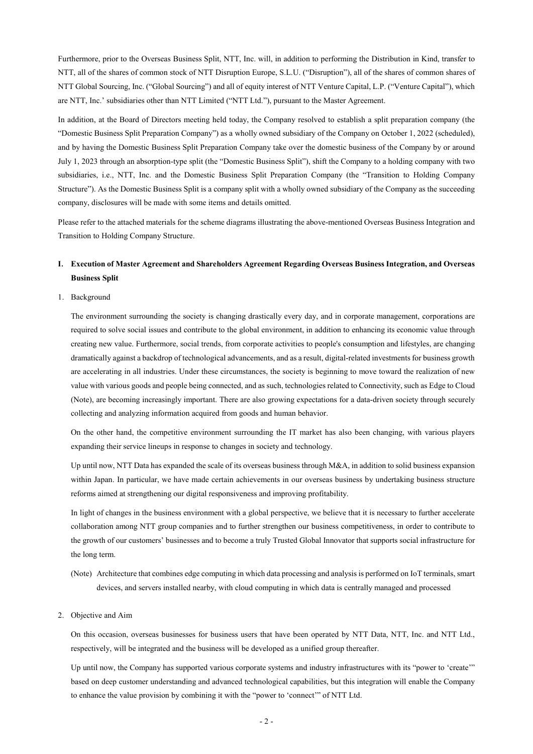Furthermore, prior to the Overseas Business Split, NTT, Inc. will, in addition to performing the Distribution in Kind, transfer to NTT, all of the shares of common stock of NTT Disruption Europe, S.L.U. ("Disruption"), all of the shares of common shares of NTT Global Sourcing, Inc. ("Global Sourcing") and all of equity interest of NTT Venture Capital, L.P. ("Venture Capital"), which are NTT, Inc.' subsidiaries other than NTT Limited ("NTT Ltd."), pursuant to the Master Agreement.

In addition, at the Board of Directors meeting held today, the Company resolved to establish a split preparation company (the "Domestic Business Split Preparation Company") as a wholly owned subsidiary of the Company on October 1, 2022 (scheduled), and by having the Domestic Business Split Preparation Company take over the domestic business of the Company by or around July 1, 2023 through an absorption-type split (the "Domestic Business Split"), shift the Company to a holding company with two subsidiaries, i.e., NTT, Inc. and the Domestic Business Split Preparation Company (the "Transition to Holding Company Structure"). As the Domestic Business Split is a company split with a wholly owned subsidiary of the Company as the succeeding company, disclosures will be made with some items and details omitted.

Please refer to the attached materials for the scheme diagrams illustrating the above-mentioned Overseas Business Integration and Transition to Holding Company Structure.

## I. Execution of Master Agreement and Shareholders Agreement Regarding Overseas Business Integration, and Overseas Business Split

1. Background

The environment surrounding the society is changing drastically every day, and in corporate management, corporations are required to solve social issues and contribute to the global environment, in addition to enhancing its economic value through creating new value. Furthermore, social trends, from corporate activities to people's consumption and lifestyles, are changing dramatically against a backdrop of technological advancements, and as a result, digital-related investments for business growth are accelerating in all industries. Under these circumstances, the society is beginning to move toward the realization of new value with various goods and people being connected, and as such, technologies related to Connectivity, such as Edge to Cloud (Note), are becoming increasingly important. There are also growing expectations for a data-driven society through securely collecting and analyzing information acquired from goods and human behavior.

On the other hand, the competitive environment surrounding the IT market has also been changing, with various players expanding their service lineups in response to changes in society and technology.

Up until now, NTT Data has expanded the scale of its overseas business through M&A, in addition to solid business expansion within Japan. In particular, we have made certain achievements in our overseas business by undertaking business structure reforms aimed at strengthening our digital responsiveness and improving profitability.

In light of changes in the business environment with a global perspective, we believe that it is necessary to further accelerate collaboration among NTT group companies and to further strengthen our business competitiveness, in order to contribute to the growth of our customers' businesses and to become a truly Trusted Global Innovator that supports social infrastructure for the long term.

(Note) Architecture that combines edge computing in which data processing and analysis is performed on IoT terminals, smart devices, and servers installed nearby, with cloud computing in which data is centrally managed and processed

2. Objective and Aim

On this occasion, overseas businesses for business users that have been operated by NTT Data, NTT, Inc. and NTT Ltd., respectively, will be integrated and the business will be developed as a unified group thereafter.

Up until now, the Company has supported various corporate systems and industry infrastructures with its "power to 'create'" based on deep customer understanding and advanced technological capabilities, but this integration will enable the Company to enhance the value provision by combining it with the "power to 'connect'" of NTT Ltd.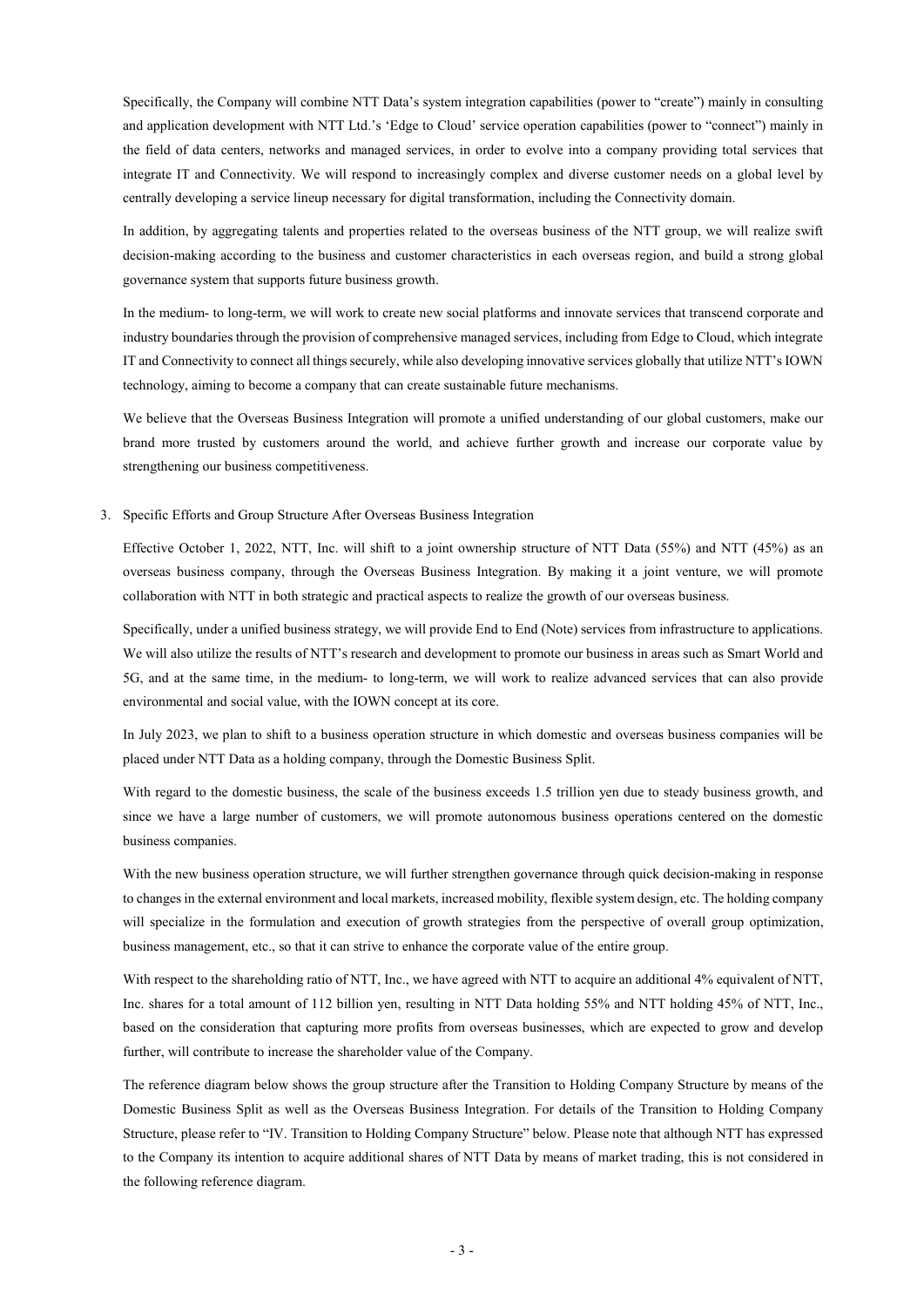Specifically, the Company will combine NTT Data's system integration capabilities (power to "create") mainly in consulting and application development with NTT Ltd.'s 'Edge to Cloud' service operation capabilities (power to "connect") mainly in the field of data centers, networks and managed services, in order to evolve into a company providing total services that integrate IT and Connectivity. We will respond to increasingly complex and diverse customer needs on a global level by centrally developing a service lineup necessary for digital transformation, including the Connectivity domain.

In addition, by aggregating talents and properties related to the overseas business of the NTT group, we will realize swift decision-making according to the business and customer characteristics in each overseas region, and build a strong global governance system that supports future business growth.

In the medium- to long-term, we will work to create new social platforms and innovate services that transcend corporate and industry boundaries through the provision of comprehensive managed services, including from Edge to Cloud, which integrate IT and Connectivity to connect all things securely, while also developing innovative services globally that utilize NTT's IOWN technology, aiming to become a company that can create sustainable future mechanisms.

We believe that the Overseas Business Integration will promote a unified understanding of our global customers, make our brand more trusted by customers around the world, and achieve further growth and increase our corporate value by strengthening our business competitiveness.

3. Specific Efforts and Group Structure After Overseas Business Integration

Effective October 1, 2022, NTT, Inc. will shift to a joint ownership structure of NTT Data (55%) and NTT (45%) as an overseas business company, through the Overseas Business Integration. By making it a joint venture, we will promote collaboration with NTT in both strategic and practical aspects to realize the growth of our overseas business.

Specifically, under a unified business strategy, we will provide End to End (Note) services from infrastructure to applications. We will also utilize the results of NTT's research and development to promote our business in areas such as Smart World and 5G, and at the same time, in the medium- to long-term, we will work to realize advanced services that can also provide environmental and social value, with the IOWN concept at its core.

In July 2023, we plan to shift to a business operation structure in which domestic and overseas business companies will be placed under NTT Data as a holding company, through the Domestic Business Split.

With regard to the domestic business, the scale of the business exceeds 1.5 trillion yen due to steady business growth, and since we have a large number of customers, we will promote autonomous business operations centered on the domestic business companies.

With the new business operation structure, we will further strengthen governance through quick decision-making in response to changes in the external environment and local markets, increased mobility, flexible system design, etc. The holding company will specialize in the formulation and execution of growth strategies from the perspective of overall group optimization, business management, etc., so that it can strive to enhance the corporate value of the entire group.

With respect to the shareholding ratio of NTT, Inc., we have agreed with NTT to acquire an additional 4% equivalent of NTT, Inc. shares for a total amount of 112 billion yen, resulting in NTT Data holding 55% and NTT holding 45% of NTT, Inc., based on the consideration that capturing more profits from overseas businesses, which are expected to grow and develop further, will contribute to increase the shareholder value of the Company.

The reference diagram below shows the group structure after the Transition to Holding Company Structure by means of the Domestic Business Split as well as the Overseas Business Integration. For details of the Transition to Holding Company Structure, please refer to "IV. Transition to Holding Company Structure" below. Please note that although NTT has expressed to the Company its intention to acquire additional shares of NTT Data by means of market trading, this is not considered in the following reference diagram.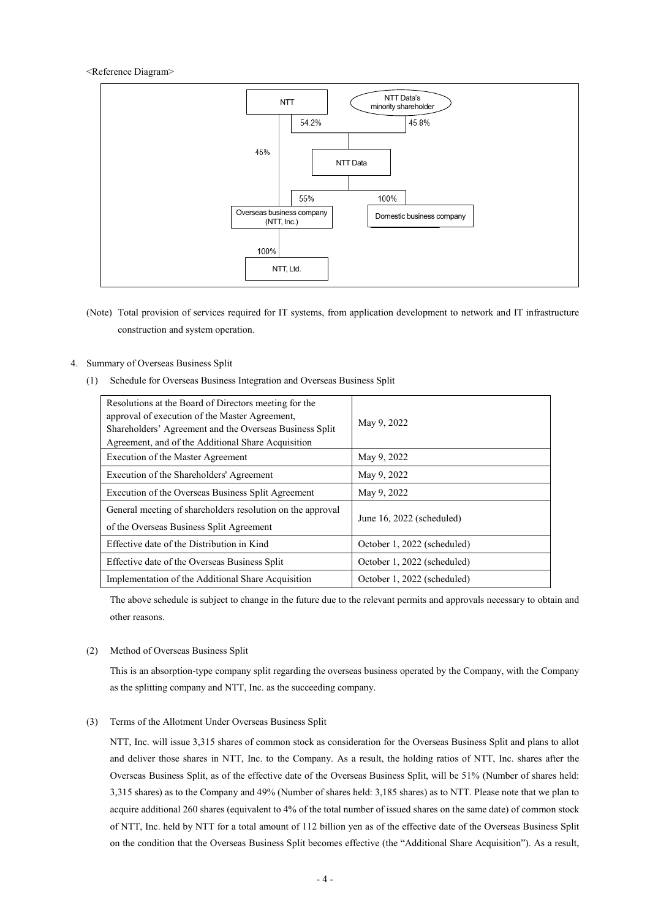<Reference Diagram>

NTT — 54.2% → NTT Data
NTT Data's minority shareholder — 45.8% → NTT Data
NTT — 45% → Overseas business company (NTT, Inc.)
NTT Data — 55% → Overseas business company (NTT, Inc.)
NTT Data — 100% → Domestic business company
Overseas business company (NTT, Inc.) — 100% → NTT, Ltd.

(Note) Total provision of services required for IT systems, from application development to network and IT infrastructure construction and system operation.

4. Summary of Overseas Business Split

(1) Schedule for Overseas Business Integration and Overseas Business Split

| | |
|---|---|
| Resolutions at the Board of Directors meeting for the approval of execution of the Master Agreement, Shareholders' Agreement and the Overseas Business Split Agreement, and of the Additional Share Acquisition | May 9, 2022 |
| Execution of the Master Agreement | May 9, 2022 |
| Execution of the Shareholders' Agreement | May 9, 2022 |
| Execution of the Overseas Business Split Agreement | May 9, 2022 |
| General meeting of shareholders resolution on the approval of the Overseas Business Split Agreement | June 16, 2022 (scheduled) |
| Effective date of the Distribution in Kind | October 1, 2022 (scheduled) |
| Effective date of the Overseas Business Split | October 1, 2022 (scheduled) |
| Implementation of the Additional Share Acquisition | October 1, 2022 (scheduled) |

The above schedule is subject to change in the future due to the relevant permits and approvals necessary to obtain and other reasons.

(2) Method of Overseas Business Split

This is an absorption-type company split regarding the overseas business operated by the Company, with the Company as the splitting company and NTT, Inc. as the succeeding company.

(3) Terms of the Allotment Under Overseas Business Split

NTT, Inc. will issue 3,315 shares of common stock as consideration for the Overseas Business Split and plans to allot and deliver those shares in NTT, Inc. to the Company. As a result, the holding ratios of NTT, Inc. shares after the Overseas Business Split, as of the effective date of the Overseas Business Split, will be 51% (Number of shares held: 3,315 shares) as to the Company and 49% (Number of shares held: 3,185 shares) as to NTT. Please note that we plan to acquire additional 260 shares (equivalent to 4% of the total number of issued shares on the same date) of common stock of NTT, Inc. held by NTT for a total amount of 112 billion yen as of the effective date of the Overseas Business Split on the condition that the Overseas Business Split becomes effective (the "Additional Share Acquisition"). As a result,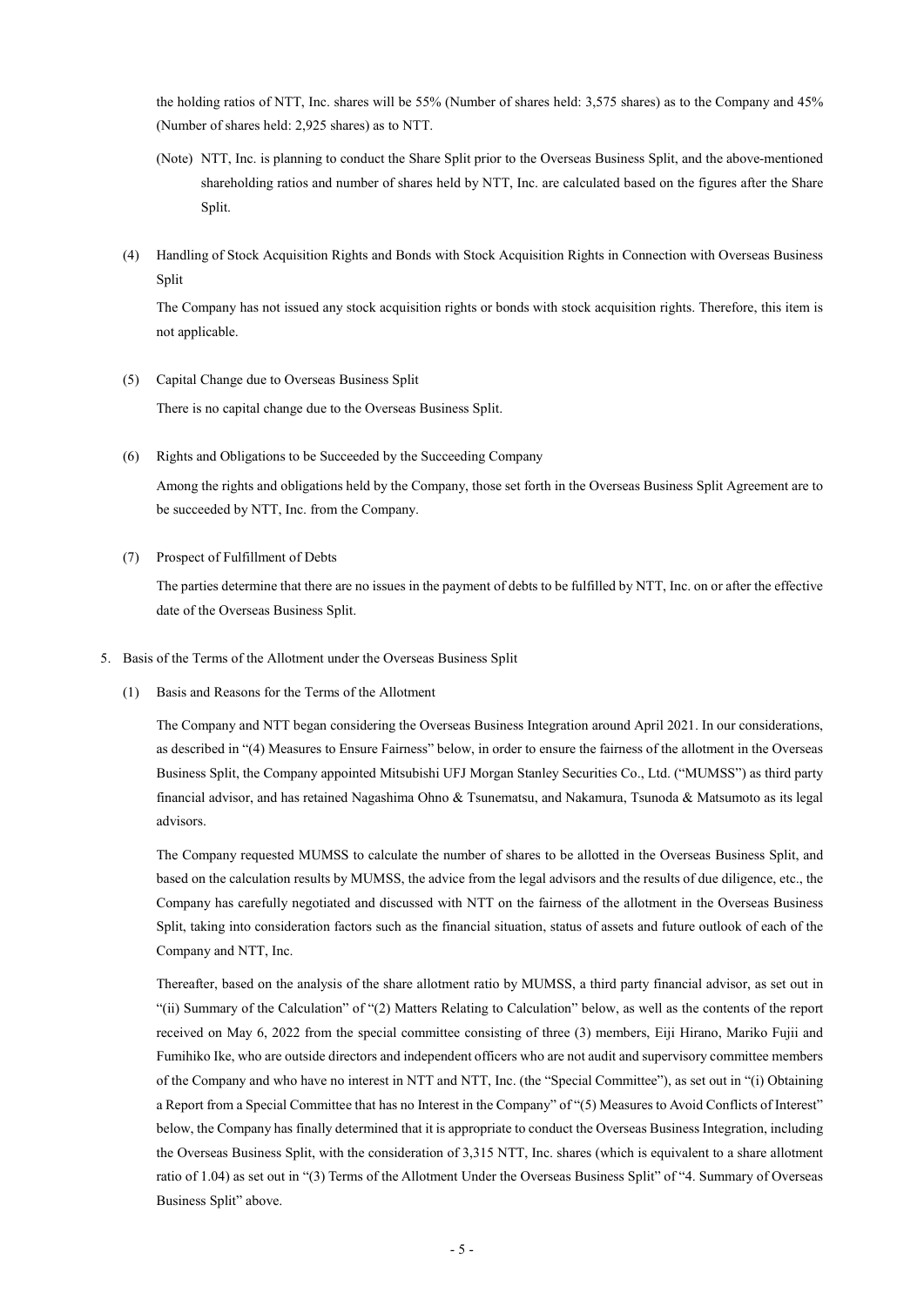the holding ratios of NTT, Inc. shares will be 55% (Number of shares held: 3,575 shares) as to the Company and 45% (Number of shares held: 2,925 shares) as to NTT.

(Note) NTT, Inc. is planning to conduct the Share Split prior to the Overseas Business Split, and the above-mentioned shareholding ratios and number of shares held by NTT, Inc. are calculated based on the figures after the Share Split.

(4) Handling of Stock Acquisition Rights and Bonds with Stock Acquisition Rights in Connection with Overseas Business Split

The Company has not issued any stock acquisition rights or bonds with stock acquisition rights. Therefore, this item is not applicable.

(5) Capital Change due to Overseas Business Split

There is no capital change due to the Overseas Business Split.

(6) Rights and Obligations to be Succeeded by the Succeeding Company

Among the rights and obligations held by the Company, those set forth in the Overseas Business Split Agreement are to be succeeded by NTT, Inc. from the Company.

(7) Prospect of Fulfillment of Debts

The parties determine that there are no issues in the payment of debts to be fulfilled by NTT, Inc. on or after the effective date of the Overseas Business Split.

5. Basis of the Terms of the Allotment under the Overseas Business Split

(1) Basis and Reasons for the Terms of the Allotment

The Company and NTT began considering the Overseas Business Integration around April 2021. In our considerations, as described in "(4) Measures to Ensure Fairness" below, in order to ensure the fairness of the allotment in the Overseas Business Split, the Company appointed Mitsubishi UFJ Morgan Stanley Securities Co., Ltd. ("MUMSS") as third party financial advisor, and has retained Nagashima Ohno & Tsunematsu, and Nakamura, Tsunoda & Matsumoto as its legal advisors.

The Company requested MUMSS to calculate the number of shares to be allotted in the Overseas Business Split, and based on the calculation results by MUMSS, the advice from the legal advisors and the results of due diligence, etc., the Company has carefully negotiated and discussed with NTT on the fairness of the allotment in the Overseas Business Split, taking into consideration factors such as the financial situation, status of assets and future outlook of each of the Company and NTT, Inc.

Thereafter, based on the analysis of the share allotment ratio by MUMSS, a third party financial advisor, as set out in "(ii) Summary of the Calculation" of "(2) Matters Relating to Calculation" below, as well as the contents of the report received on May 6, 2022 from the special committee consisting of three (3) members, Eiji Hirano, Mariko Fujii and Fumihiko Ike, who are outside directors and independent officers who are not audit and supervisory committee members of the Company and who have no interest in NTT and NTT, Inc. (the "Special Committee"), as set out in "(i) Obtaining a Report from a Special Committee that has no Interest in the Company" of "(5) Measures to Avoid Conflicts of Interest" below, the Company has finally determined that it is appropriate to conduct the Overseas Business Integration, including the Overseas Business Split, with the consideration of 3,315 NTT, Inc. shares (which is equivalent to a share allotment ratio of 1.04) as set out in "(3) Terms of the Allotment Under the Overseas Business Split" of "4. Summary of Overseas Business Split" above.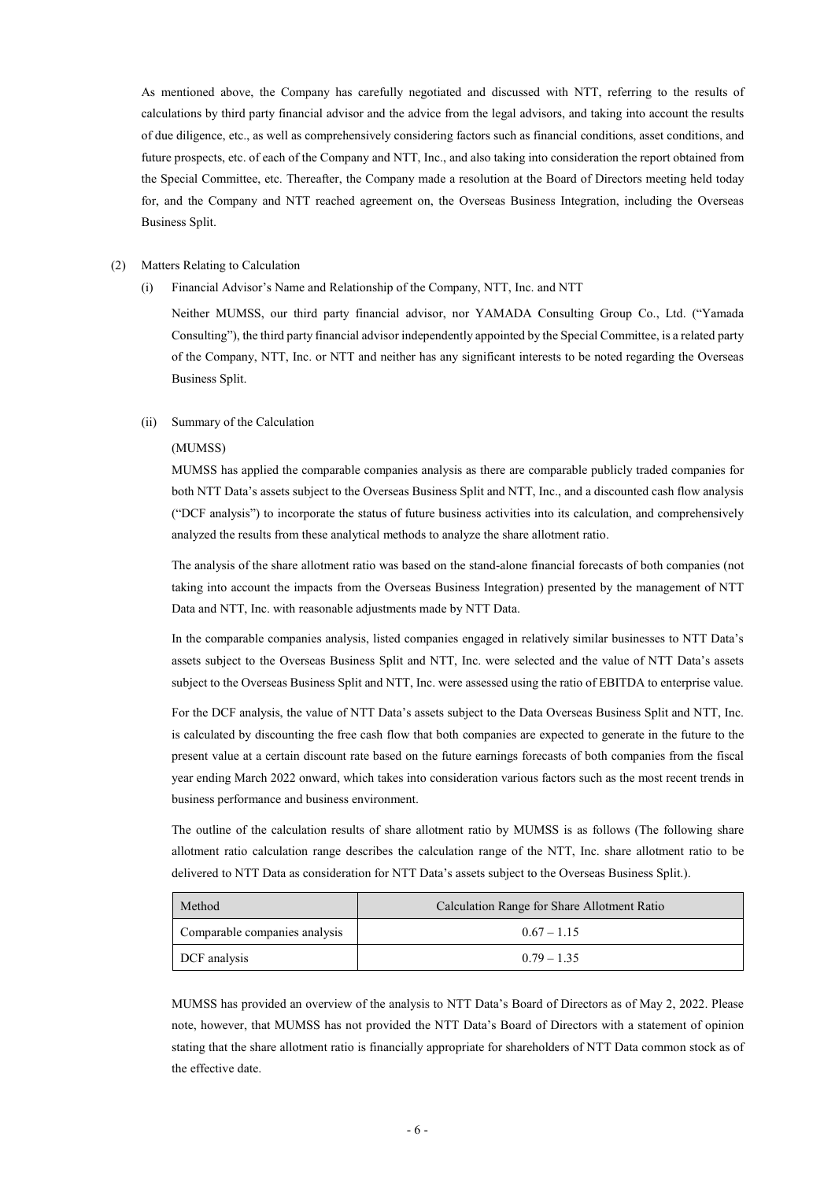As mentioned above, the Company has carefully negotiated and discussed with NTT, referring to the results of calculations by third party financial advisor and the advice from the legal advisors, and taking into account the results of due diligence, etc., as well as comprehensively considering factors such as financial conditions, asset conditions, and future prospects, etc. of each of the Company and NTT, Inc., and also taking into consideration the report obtained from the Special Committee, etc. Thereafter, the Company made a resolution at the Board of Directors meeting held today for, and the Company and NTT reached agreement on, the Overseas Business Integration, including the Overseas Business Split.

(2) Matters Relating to Calculation

(i) Financial Advisor's Name and Relationship of the Company, NTT, Inc. and NTT

Neither MUMSS, our third party financial advisor, nor YAMADA Consulting Group Co., Ltd. ("Yamada Consulting"), the third party financial advisor independently appointed by the Special Committee, is a related party of the Company, NTT, Inc. or NTT and neither has any significant interests to be noted regarding the Overseas Business Split.

(ii) Summary of the Calculation

(MUMSS)

MUMSS has applied the comparable companies analysis as there are comparable publicly traded companies for both NTT Data's assets subject to the Overseas Business Split and NTT, Inc., and a discounted cash flow analysis ("DCF analysis") to incorporate the status of future business activities into its calculation, and comprehensively analyzed the results from these analytical methods to analyze the share allotment ratio.

The analysis of the share allotment ratio was based on the stand-alone financial forecasts of both companies (not taking into account the impacts from the Overseas Business Integration) presented by the management of NTT Data and NTT, Inc. with reasonable adjustments made by NTT Data.

In the comparable companies analysis, listed companies engaged in relatively similar businesses to NTT Data's assets subject to the Overseas Business Split and NTT, Inc. were selected and the value of NTT Data's assets subject to the Overseas Business Split and NTT, Inc. were assessed using the ratio of EBITDA to enterprise value.

For the DCF analysis, the value of NTT Data's assets subject to the Data Overseas Business Split and NTT, Inc. is calculated by discounting the free cash flow that both companies are expected to generate in the future to the present value at a certain discount rate based on the future earnings forecasts of both companies from the fiscal year ending March 2022 onward, which takes into consideration various factors such as the most recent trends in business performance and business environment.

The outline of the calculation results of share allotment ratio by MUMSS is as follows (The following share allotment ratio calculation range describes the calculation range of the NTT, Inc. share allotment ratio to be delivered to NTT Data as consideration for NTT Data's assets subject to the Overseas Business Split.).

| Method | Calculation Range for Share Allotment Ratio |
|---|---|
| Comparable companies analysis | 0.67 – 1.15 |
| DCF analysis | 0.79 – 1.35 |

MUMSS has provided an overview of the analysis to NTT Data's Board of Directors as of May 2, 2022. Please note, however, that MUMSS has not provided the NTT Data's Board of Directors with a statement of opinion stating that the share allotment ratio is financially appropriate for shareholders of NTT Data common stock as of the effective date.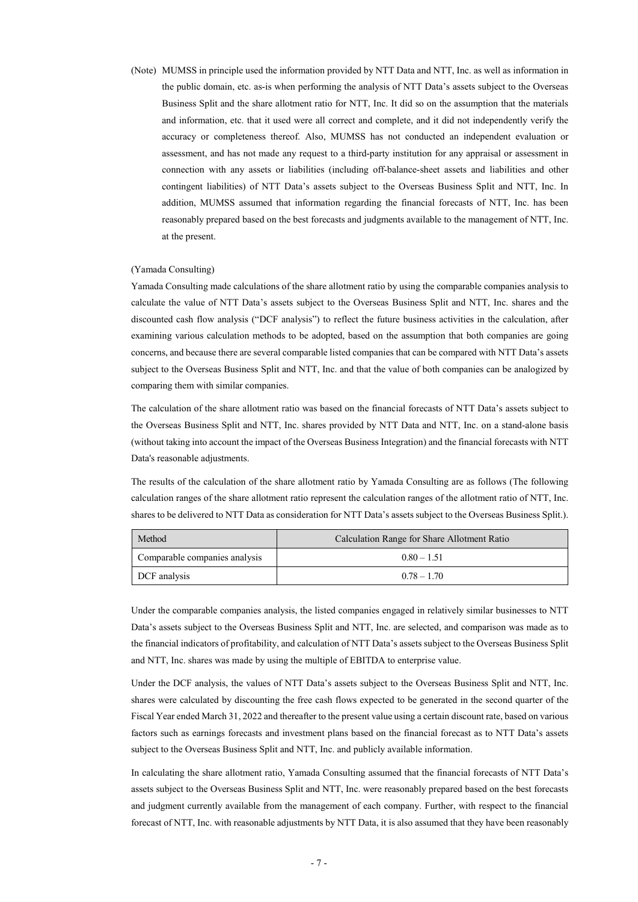(Note) MUMSS in principle used the information provided by NTT Data and NTT, Inc. as well as information in the public domain, etc. as-is when performing the analysis of NTT Data's assets subject to the Overseas Business Split and the share allotment ratio for NTT, Inc. It did so on the assumption that the materials and information, etc. that it used were all correct and complete, and it did not independently verify the accuracy or completeness thereof. Also, MUMSS has not conducted an independent evaluation or assessment, and has not made any request to a third-party institution for any appraisal or assessment in connection with any assets or liabilities (including off-balance-sheet assets and liabilities and other contingent liabilities) of NTT Data's assets subject to the Overseas Business Split and NTT, Inc. In addition, MUMSS assumed that information regarding the financial forecasts of NTT, Inc. has been reasonably prepared based on the best forecasts and judgments available to the management of NTT, Inc. at the present.

(Yamada Consulting)

Yamada Consulting made calculations of the share allotment ratio by using the comparable companies analysis to calculate the value of NTT Data's assets subject to the Overseas Business Split and NTT, Inc. shares and the discounted cash flow analysis ("DCF analysis") to reflect the future business activities in the calculation, after examining various calculation methods to be adopted, based on the assumption that both companies are going concerns, and because there are several comparable listed companies that can be compared with NTT Data's assets subject to the Overseas Business Split and NTT, Inc. and that the value of both companies can be analogized by comparing them with similar companies.

The calculation of the share allotment ratio was based on the financial forecasts of NTT Data's assets subject to the Overseas Business Split and NTT, Inc. shares provided by NTT Data and NTT, Inc. on a stand-alone basis (without taking into account the impact of the Overseas Business Integration) and the financial forecasts with NTT Data's reasonable adjustments.

The results of the calculation of the share allotment ratio by Yamada Consulting are as follows (The following calculation ranges of the share allotment ratio represent the calculation ranges of the allotment ratio of NTT, Inc. shares to be delivered to NTT Data as consideration for NTT Data's assets subject to the Overseas Business Split.).

| Method | Calculation Range for Share Allotment Ratio |
|---|---|
| Comparable companies analysis | 0.80 – 1.51 |
| DCF analysis | 0.78 – 1.70 |

Under the comparable companies analysis, the listed companies engaged in relatively similar businesses to NTT Data's assets subject to the Overseas Business Split and NTT, Inc. are selected, and comparison was made as to the financial indicators of profitability, and calculation of NTT Data's assets subject to the Overseas Business Split and NTT, Inc. shares was made by using the multiple of EBITDA to enterprise value.

Under the DCF analysis, the values of NTT Data's assets subject to the Overseas Business Split and NTT, Inc. shares were calculated by discounting the free cash flows expected to be generated in the second quarter of the Fiscal Year ended March 31, 2022 and thereafter to the present value using a certain discount rate, based on various factors such as earnings forecasts and investment plans based on the financial forecast as to NTT Data's assets subject to the Overseas Business Split and NTT, Inc. and publicly available information.

In calculating the share allotment ratio, Yamada Consulting assumed that the financial forecasts of NTT Data's assets subject to the Overseas Business Split and NTT, Inc. were reasonably prepared based on the best forecasts and judgment currently available from the management of each company. Further, with respect to the financial forecast of NTT, Inc. with reasonable adjustments by NTT Data, it is also assumed that they have been reasonably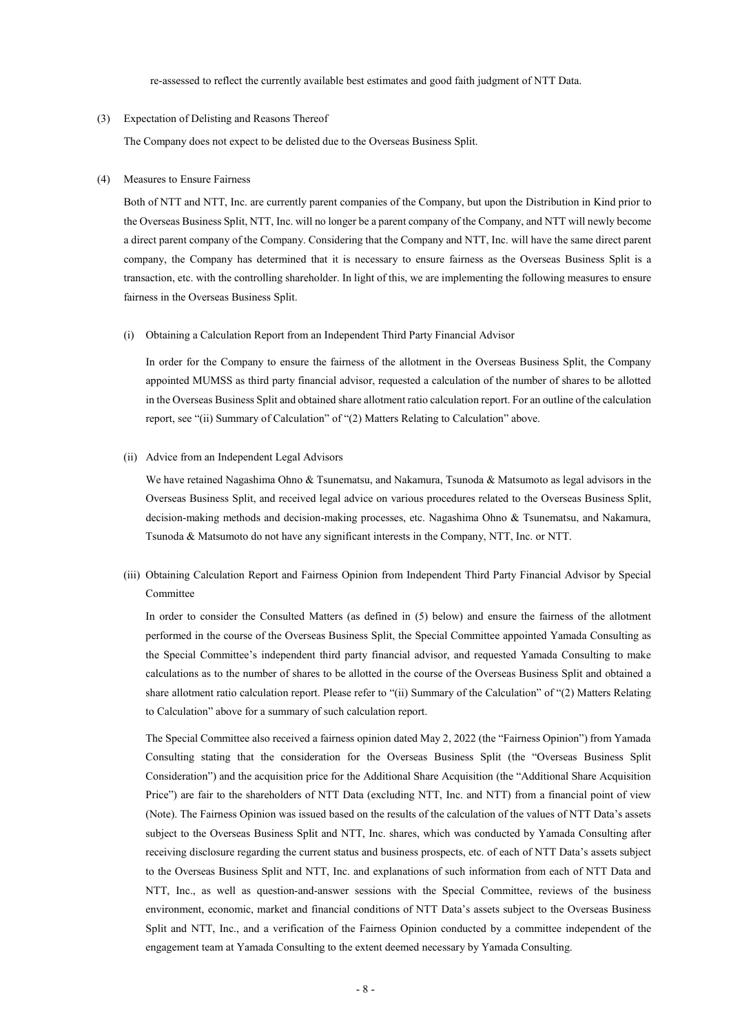re-assessed to reflect the currently available best estimates and good faith judgment of NTT Data.

(3) Expectation of Delisting and Reasons Thereof

The Company does not expect to be delisted due to the Overseas Business Split.

(4) Measures to Ensure Fairness

Both of NTT and NTT, Inc. are currently parent companies of the Company, but upon the Distribution in Kind prior to the Overseas Business Split, NTT, Inc. will no longer be a parent company of the Company, and NTT will newly become a direct parent company of the Company. Considering that the Company and NTT, Inc. will have the same direct parent company, the Company has determined that it is necessary to ensure fairness as the Overseas Business Split is a transaction, etc. with the controlling shareholder. In light of this, we are implementing the following measures to ensure fairness in the Overseas Business Split.

(i) Obtaining a Calculation Report from an Independent Third Party Financial Advisor

In order for the Company to ensure the fairness of the allotment in the Overseas Business Split, the Company appointed MUMSS as third party financial advisor, requested a calculation of the number of shares to be allotted in the Overseas Business Split and obtained share allotment ratio calculation report. For an outline of the calculation report, see "(ii) Summary of Calculation" of "(2) Matters Relating to Calculation" above.

(ii) Advice from an Independent Legal Advisors

We have retained Nagashima Ohno & Tsunematsu, and Nakamura, Tsunoda & Matsumoto as legal advisors in the Overseas Business Split, and received legal advice on various procedures related to the Overseas Business Split, decision-making methods and decision-making processes, etc. Nagashima Ohno & Tsunematsu, and Nakamura, Tsunoda & Matsumoto do not have any significant interests in the Company, NTT, Inc. or NTT.

(iii) Obtaining Calculation Report and Fairness Opinion from Independent Third Party Financial Advisor by Special Committee

In order to consider the Consulted Matters (as defined in (5) below) and ensure the fairness of the allotment performed in the course of the Overseas Business Split, the Special Committee appointed Yamada Consulting as the Special Committee's independent third party financial advisor, and requested Yamada Consulting to make calculations as to the number of shares to be allotted in the course of the Overseas Business Split and obtained a share allotment ratio calculation report. Please refer to "(ii) Summary of the Calculation" of "(2) Matters Relating to Calculation" above for a summary of such calculation report.

The Special Committee also received a fairness opinion dated May 2, 2022 (the "Fairness Opinion") from Yamada Consulting stating that the consideration for the Overseas Business Split (the "Overseas Business Split Consideration") and the acquisition price for the Additional Share Acquisition (the "Additional Share Acquisition Price") are fair to the shareholders of NTT Data (excluding NTT, Inc. and NTT) from a financial point of view (Note). The Fairness Opinion was issued based on the results of the calculation of the values of NTT Data's assets subject to the Overseas Business Split and NTT, Inc. shares, which was conducted by Yamada Consulting after receiving disclosure regarding the current status and business prospects, etc. of each of NTT Data's assets subject to the Overseas Business Split and NTT, Inc. and explanations of such information from each of NTT Data and NTT, Inc., as well as question-and-answer sessions with the Special Committee, reviews of the business environment, economic, market and financial conditions of NTT Data's assets subject to the Overseas Business Split and NTT, Inc., and a verification of the Fairness Opinion conducted by a committee independent of the engagement team at Yamada Consulting to the extent deemed necessary by Yamada Consulting.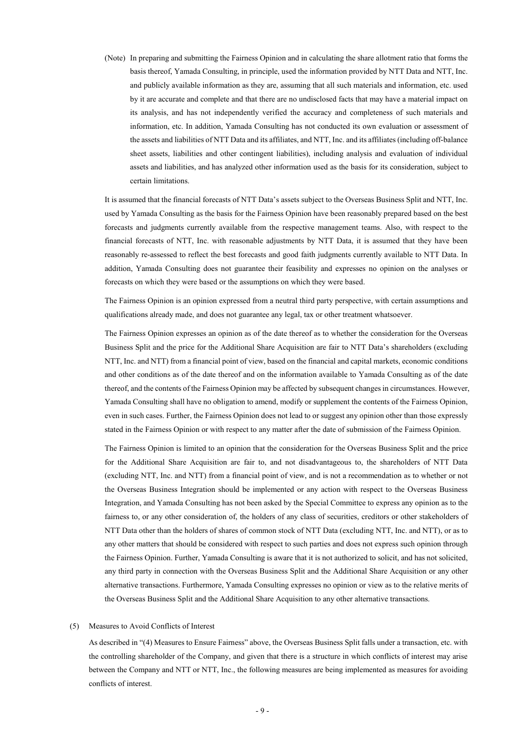(Note) In preparing and submitting the Fairness Opinion and in calculating the share allotment ratio that forms the basis thereof, Yamada Consulting, in principle, used the information provided by NTT Data and NTT, Inc. and publicly available information as they are, assuming that all such materials and information, etc. used by it are accurate and complete and that there are no undisclosed facts that may have a material impact on its analysis, and has not independently verified the accuracy and completeness of such materials and information, etc. In addition, Yamada Consulting has not conducted its own evaluation or assessment of the assets and liabilities of NTT Data and its affiliates, and NTT, Inc. and its affiliates (including off-balance sheet assets, liabilities and other contingent liabilities), including analysis and evaluation of individual assets and liabilities, and has analyzed other information used as the basis for its consideration, subject to certain limitations.

It is assumed that the financial forecasts of NTT Data's assets subject to the Overseas Business Split and NTT, Inc. used by Yamada Consulting as the basis for the Fairness Opinion have been reasonably prepared based on the best forecasts and judgments currently available from the respective management teams. Also, with respect to the financial forecasts of NTT, Inc. with reasonable adjustments by NTT Data, it is assumed that they have been reasonably re-assessed to reflect the best forecasts and good faith judgments currently available to NTT Data. In addition, Yamada Consulting does not guarantee their feasibility and expresses no opinion on the analyses or forecasts on which they were based or the assumptions on which they were based.

The Fairness Opinion is an opinion expressed from a neutral third party perspective, with certain assumptions and qualifications already made, and does not guarantee any legal, tax or other treatment whatsoever.

The Fairness Opinion expresses an opinion as of the date thereof as to whether the consideration for the Overseas Business Split and the price for the Additional Share Acquisition are fair to NTT Data's shareholders (excluding NTT, Inc. and NTT) from a financial point of view, based on the financial and capital markets, economic conditions and other conditions as of the date thereof and on the information available to Yamada Consulting as of the date thereof, and the contents of the Fairness Opinion may be affected by subsequent changes in circumstances. However, Yamada Consulting shall have no obligation to amend, modify or supplement the contents of the Fairness Opinion, even in such cases. Further, the Fairness Opinion does not lead to or suggest any opinion other than those expressly stated in the Fairness Opinion or with respect to any matter after the date of submission of the Fairness Opinion.

The Fairness Opinion is limited to an opinion that the consideration for the Overseas Business Split and the price for the Additional Share Acquisition are fair to, and not disadvantageous to, the shareholders of NTT Data (excluding NTT, Inc. and NTT) from a financial point of view, and is not a recommendation as to whether or not the Overseas Business Integration should be implemented or any action with respect to the Overseas Business Integration, and Yamada Consulting has not been asked by the Special Committee to express any opinion as to the fairness to, or any other consideration of, the holders of any class of securities, creditors or other stakeholders of NTT Data other than the holders of shares of common stock of NTT Data (excluding NTT, Inc. and NTT), or as to any other matters that should be considered with respect to such parties and does not express such opinion through the Fairness Opinion. Further, Yamada Consulting is aware that it is not authorized to solicit, and has not solicited, any third party in connection with the Overseas Business Split and the Additional Share Acquisition or any other alternative transactions. Furthermore, Yamada Consulting expresses no opinion or view as to the relative merits of the Overseas Business Split and the Additional Share Acquisition to any other alternative transactions.

(5) Measures to Avoid Conflicts of Interest

As described in "(4) Measures to Ensure Fairness" above, the Overseas Business Split falls under a transaction, etc. with the controlling shareholder of the Company, and given that there is a structure in which conflicts of interest may arise between the Company and NTT or NTT, Inc., the following measures are being implemented as measures for avoiding conflicts of interest.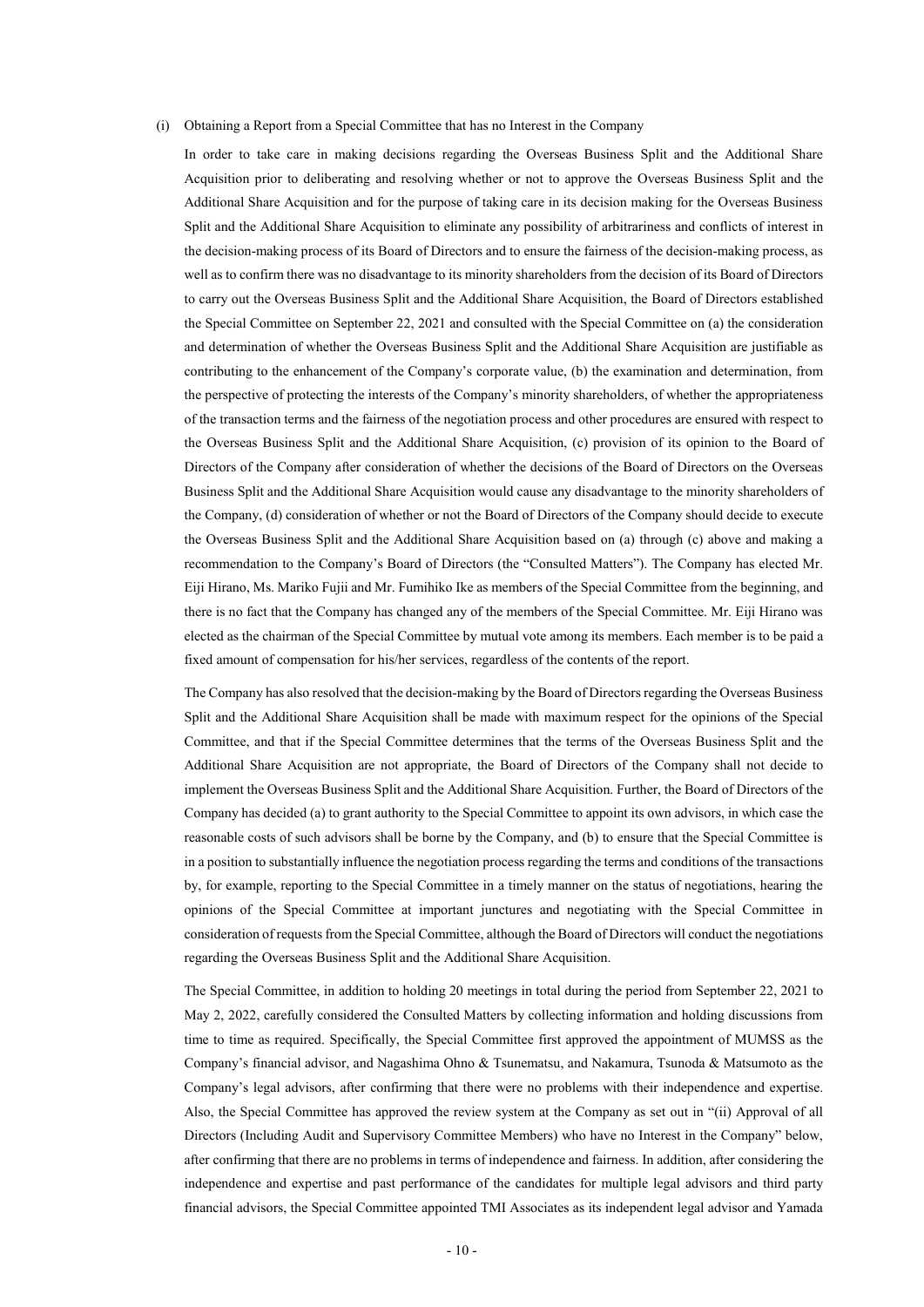(i) Obtaining a Report from a Special Committee that has no Interest in the Company

In order to take care in making decisions regarding the Overseas Business Split and the Additional Share Acquisition prior to deliberating and resolving whether or not to approve the Overseas Business Split and the Additional Share Acquisition and for the purpose of taking care in its decision making for the Overseas Business Split and the Additional Share Acquisition to eliminate any possibility of arbitrariness and conflicts of interest in the decision-making process of its Board of Directors and to ensure the fairness of the decision-making process, as well as to confirm there was no disadvantage to its minority shareholders from the decision of its Board of Directors to carry out the Overseas Business Split and the Additional Share Acquisition, the Board of Directors established the Special Committee on September 22, 2021 and consulted with the Special Committee on (a) the consideration and determination of whether the Overseas Business Split and the Additional Share Acquisition are justifiable as contributing to the enhancement of the Company's corporate value, (b) the examination and determination, from the perspective of protecting the interests of the Company's minority shareholders, of whether the appropriateness of the transaction terms and the fairness of the negotiation process and other procedures are ensured with respect to the Overseas Business Split and the Additional Share Acquisition, (c) provision of its opinion to the Board of Directors of the Company after consideration of whether the decisions of the Board of Directors on the Overseas Business Split and the Additional Share Acquisition would cause any disadvantage to the minority shareholders of the Company, (d) consideration of whether or not the Board of Directors of the Company should decide to execute the Overseas Business Split and the Additional Share Acquisition based on (a) through (c) above and making a recommendation to the Company's Board of Directors (the "Consulted Matters"). The Company has elected Mr. Eiji Hirano, Ms. Mariko Fujii and Mr. Fumihiko Ike as members of the Special Committee from the beginning, and there is no fact that the Company has changed any of the members of the Special Committee. Mr. Eiji Hirano was elected as the chairman of the Special Committee by mutual vote among its members. Each member is to be paid a fixed amount of compensation for his/her services, regardless of the contents of the report.

The Company has also resolved that the decision-making by the Board of Directors regarding the Overseas Business Split and the Additional Share Acquisition shall be made with maximum respect for the opinions of the Special Committee, and that if the Special Committee determines that the terms of the Overseas Business Split and the Additional Share Acquisition are not appropriate, the Board of Directors of the Company shall not decide to implement the Overseas Business Split and the Additional Share Acquisition. Further, the Board of Directors of the Company has decided (a) to grant authority to the Special Committee to appoint its own advisors, in which case the reasonable costs of such advisors shall be borne by the Company, and (b) to ensure that the Special Committee is in a position to substantially influence the negotiation process regarding the terms and conditions of the transactions by, for example, reporting to the Special Committee in a timely manner on the status of negotiations, hearing the opinions of the Special Committee at important junctures and negotiating with the Special Committee in consideration of requests from the Special Committee, although the Board of Directors will conduct the negotiations regarding the Overseas Business Split and the Additional Share Acquisition.

The Special Committee, in addition to holding 20 meetings in total during the period from September 22, 2021 to May 2, 2022, carefully considered the Consulted Matters by collecting information and holding discussions from time to time as required. Specifically, the Special Committee first approved the appointment of MUMSS as the Company's financial advisor, and Nagashima Ohno & Tsunematsu, and Nakamura, Tsunoda & Matsumoto as the Company's legal advisors, after confirming that there were no problems with their independence and expertise. Also, the Special Committee has approved the review system at the Company as set out in "(ii) Approval of all Directors (Including Audit and Supervisory Committee Members) who have no Interest in the Company" below, after confirming that there are no problems in terms of independence and fairness. In addition, after considering the independence and expertise and past performance of the candidates for multiple legal advisors and third party financial advisors, the Special Committee appointed TMI Associates as its independent legal advisor and Yamada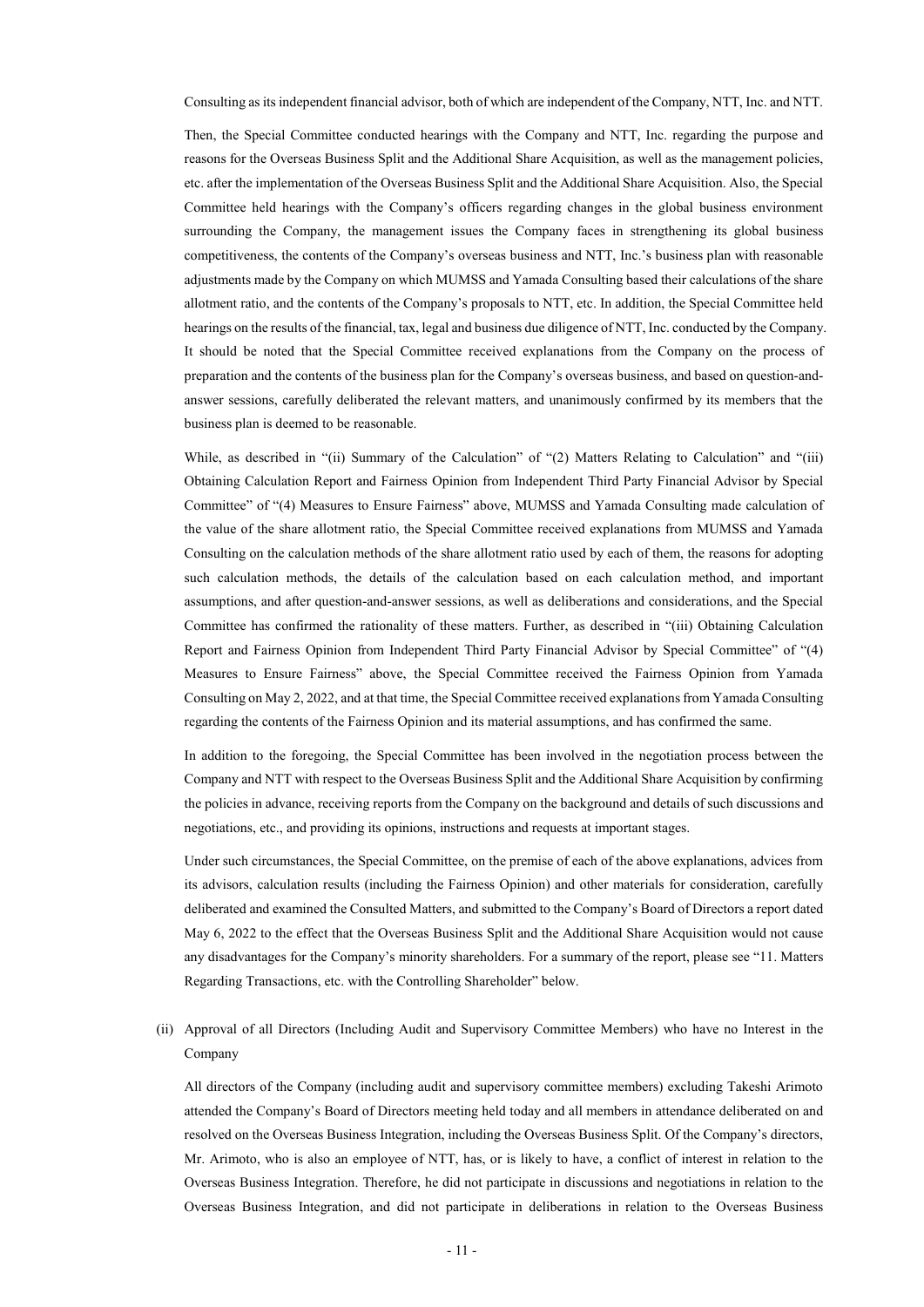Consulting as its independent financial advisor, both of which are independent of the Company, NTT, Inc. and NTT.

Then, the Special Committee conducted hearings with the Company and NTT, Inc. regarding the purpose and reasons for the Overseas Business Split and the Additional Share Acquisition, as well as the management policies, etc. after the implementation of the Overseas Business Split and the Additional Share Acquisition. Also, the Special Committee held hearings with the Company's officers regarding changes in the global business environment surrounding the Company, the management issues the Company faces in strengthening its global business competitiveness, the contents of the Company's overseas business and NTT, Inc.'s business plan with reasonable adjustments made by the Company on which MUMSS and Yamada Consulting based their calculations of the share allotment ratio, and the contents of the Company's proposals to NTT, etc. In addition, the Special Committee held hearings on the results of the financial, tax, legal and business due diligence of NTT, Inc. conducted by the Company. It should be noted that the Special Committee received explanations from the Company on the process of preparation and the contents of the business plan for the Company's overseas business, and based on question-and-answer sessions, carefully deliberated the relevant matters, and unanimously confirmed by its members that the business plan is deemed to be reasonable.

While, as described in "(ii) Summary of the Calculation" of "(2) Matters Relating to Calculation" and "(iii) Obtaining Calculation Report and Fairness Opinion from Independent Third Party Financial Advisor by Special Committee" of "(4) Measures to Ensure Fairness" above, MUMSS and Yamada Consulting made calculation of the value of the share allotment ratio, the Special Committee received explanations from MUMSS and Yamada Consulting on the calculation methods of the share allotment ratio used by each of them, the reasons for adopting such calculation methods, the details of the calculation based on each calculation method, and important assumptions, and after question-and-answer sessions, as well as deliberations and considerations, and the Special Committee has confirmed the rationality of these matters. Further, as described in "(iii) Obtaining Calculation Report and Fairness Opinion from Independent Third Party Financial Advisor by Special Committee" of "(4) Measures to Ensure Fairness" above, the Special Committee received the Fairness Opinion from Yamada Consulting on May 2, 2022, and at that time, the Special Committee received explanations from Yamada Consulting regarding the contents of the Fairness Opinion and its material assumptions, and has confirmed the same.

In addition to the foregoing, the Special Committee has been involved in the negotiation process between the Company and NTT with respect to the Overseas Business Split and the Additional Share Acquisition by confirming the policies in advance, receiving reports from the Company on the background and details of such discussions and negotiations, etc., and providing its opinions, instructions and requests at important stages.

Under such circumstances, the Special Committee, on the premise of each of the above explanations, advices from its advisors, calculation results (including the Fairness Opinion) and other materials for consideration, carefully deliberated and examined the Consulted Matters, and submitted to the Company's Board of Directors a report dated May 6, 2022 to the effect that the Overseas Business Split and the Additional Share Acquisition would not cause any disadvantages for the Company's minority shareholders. For a summary of the report, please see "11. Matters Regarding Transactions, etc. with the Controlling Shareholder" below.

(ii) Approval of all Directors (Including Audit and Supervisory Committee Members) who have no Interest in the Company

All directors of the Company (including audit and supervisory committee members) excluding Takeshi Arimoto attended the Company's Board of Directors meeting held today and all members in attendance deliberated on and resolved on the Overseas Business Integration, including the Overseas Business Split. Of the Company's directors, Mr. Arimoto, who is also an employee of NTT, has, or is likely to have, a conflict of interest in relation to the Overseas Business Integration. Therefore, he did not participate in discussions and negotiations in relation to the Overseas Business Integration, and did not participate in deliberations in relation to the Overseas Business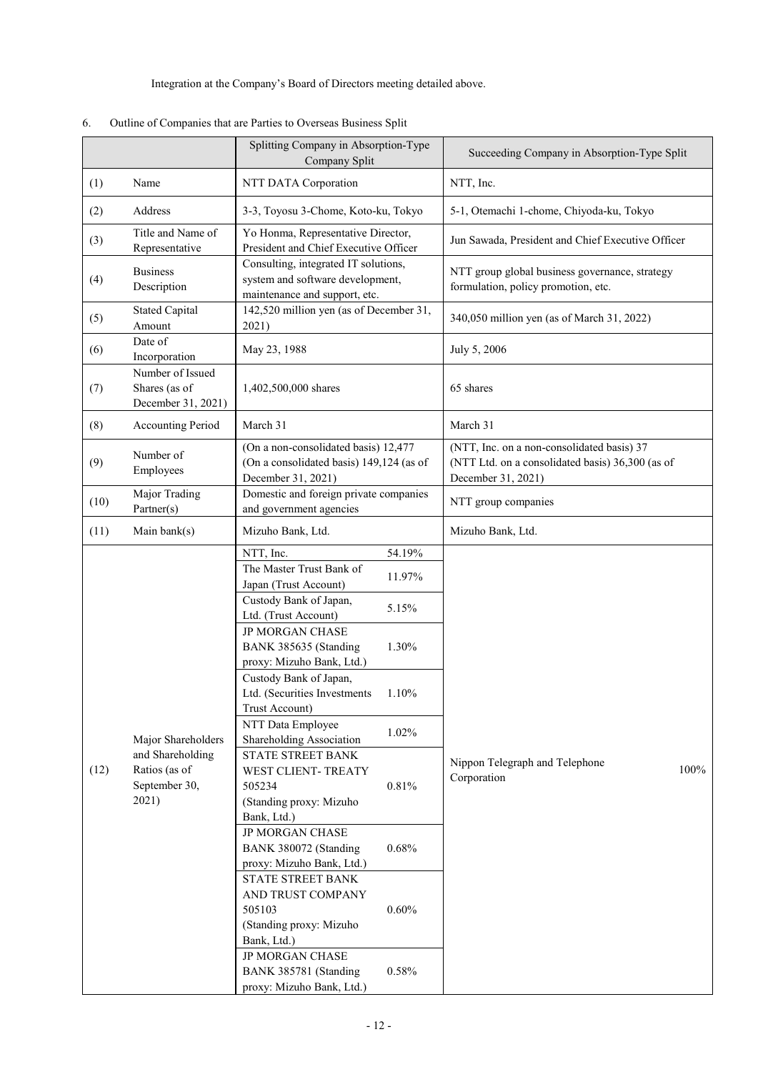Integration at the Company's Board of Directors meeting detailed above.

6. Outline of Companies that are Parties to Overseas Business Split

| | | Splitting Company in Absorption-Type Company Split | | Succeeding Company in Absorption-Type Split | |
|---|---|---|---|---|---|
| (1) | Name | NTT DATA Corporation | | NTT, Inc. | |
| (2) | Address | 3-3, Toyosu 3-Chome, Koto-ku, Tokyo | | 5-1, Otemachi 1-chome, Chiyoda-ku, Tokyo | |
| (3) | Title and Name of Representative | Yo Honma, Representative Director, President and Chief Executive Officer | | Jun Sawada, President and Chief Executive Officer | |
| (4) | Business Description | Consulting, integrated IT solutions, system and software development, maintenance and support, etc. | | NTT group global business governance, strategy formulation, policy promotion, etc. | |
| (5) | Stated Capital Amount | 142,520 million yen (as of December 31, 2021) | | 340,050 million yen (as of March 31, 2022) | |
| (6) | Date of Incorporation | May 23, 1988 | | July 5, 2006 | |
| (7) | Number of Issued Shares (as of December 31, 2021) | 1,402,500,000 shares | | 65 shares | |
| (8) | Accounting Period | March 31 | | March 31 | |
| (9) | Number of Employees | (On a non-consolidated basis) 12,477 (On a consolidated basis) 149,124 (as of December 31, 2021) | | (NTT, Inc. on a non-consolidated basis) 37 (NTT Ltd. on a consolidated basis) 36,300 (as of December 31, 2021) | |
| (10) | Major Trading Partner(s) | Domestic and foreign private companies and government agencies | | NTT group companies | |
| (11) | Main bank(s) | Mizuho Bank, Ltd. | | Mizuho Bank, Ltd. | |
| (12) | Major Shareholders and Shareholding Ratios (as of September 30, 2021) | NTT, Inc. | 54.19% | Nippon Telegraph and Telephone Corporation | 100% |
| | | The Master Trust Bank of Japan (Trust Account) | 11.97% | | |
| | | Custody Bank of Japan, Ltd. (Trust Account) | 5.15% | | |
| | | JP MORGAN CHASE BANK 385635 (Standing proxy: Mizuho Bank, Ltd.) | 1.30% | | |
| | | Custody Bank of Japan, Ltd. (Securities Investments Trust Account) | 1.10% | | |
| | | NTT Data Employee Shareholding Association | 1.02% | | |
| | | STATE STREET BANK WEST CLIENT- TREATY 505234 (Standing proxy: Mizuho Bank, Ltd.) | 0.81% | | |
| | | JP MORGAN CHASE BANK 380072 (Standing proxy: Mizuho Bank, Ltd.) | 0.68% | | |
| | | STATE STREET BANK AND TRUST COMPANY 505103 (Standing proxy: Mizuho Bank, Ltd.) | 0.60% | | |
| | | JP MORGAN CHASE BANK 385781 (Standing proxy: Mizuho Bank, Ltd.) | 0.58% | | |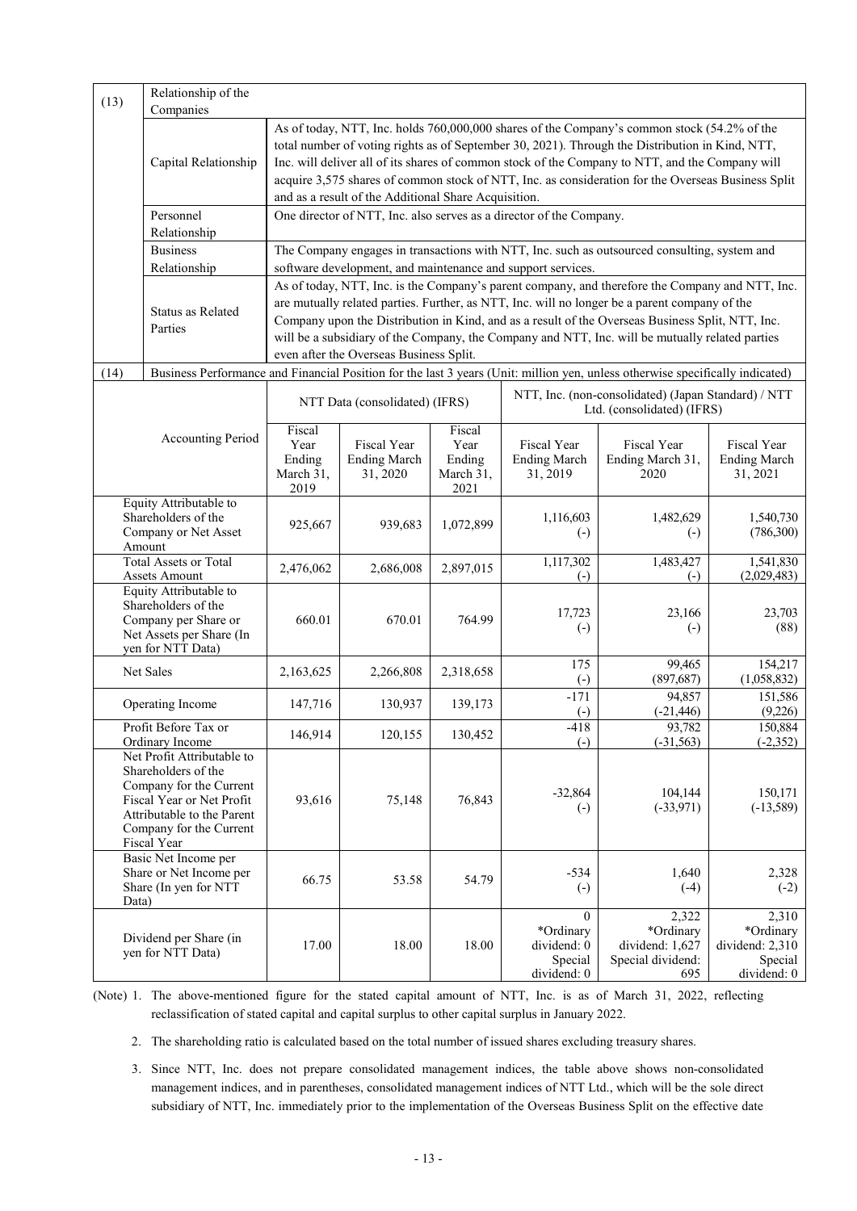| (13) | Relationship of the Companies |
|---|---|
| | **Capital Relationship** — As of today, NTT, Inc. holds 760,000,000 shares of the Company's common stock (54.2% of the total number of voting rights as of September 30, 2021). Through the Distribution in Kind, NTT, Inc. will deliver all of its shares of common stock of the Company to NTT, and the Company will acquire 3,575 shares of common stock of NTT, Inc. as consideration for the Overseas Business Split and as a result of the Additional Share Acquisition. |
| | **Personnel Relationship** — One director of NTT, Inc. also serves as a director of the Company. |
| | **Business Relationship** — The Company engages in transactions with NTT, Inc. such as outsourced consulting, system and software development, and maintenance and support services. |
| | **Status as Related Parties** — As of today, NTT, Inc. is the Company's parent company, and therefore the Company and NTT, Inc. are mutually related parties. Further, as NTT, Inc. will no longer be a parent company of the Company upon the Distribution in Kind, and as a result of the Overseas Business Split, NTT, Inc. will be a subsidiary of the Company, the Company and NTT, Inc. will be mutually related parties even after the Overseas Business Split. |

(14) Business Performance and Financial Position for the last 3 years (Unit: million yen, unless otherwise specifically indicated)

| | NTT Data (consolidated) (IFRS) | | | NTT, Inc. (non-consolidated) (Japan Standard) / NTT Ltd. (consolidated) (IFRS) | | |
|---|---|---|---|---|---|---|
| Accounting Period | Fiscal Year Ending March 31, 2019 | Fiscal Year Ending March 31, 2020 | Fiscal Year Ending March 31, 2021 | Fiscal Year Ending March 31, 2019 | Fiscal Year Ending March 31, 2020 | Fiscal Year Ending March 31, 2021 |
| Equity Attributable to Shareholders of the Company or Net Asset Amount | 925,667 | 939,683 | 1,072,899 | 1,116,603 (-) | 1,482,629 (-) | 1,540,730 (786,300) |
| Total Assets or Total Assets Amount | 2,476,062 | 2,686,008 | 2,897,015 | 1,117,302 (-) | 1,483,427 (-) | 1,541,830 (2,029,483) |
| Equity Attributable to Shareholders of the Company per Share or Net Assets per Share (In yen for NTT Data) | 660.01 | 670.01 | 764.99 | 17,723 (-) | 23,166 (-) | 23,703 (88) |
| Net Sales | 2,163,625 | 2,266,808 | 2,318,658 | 175 (-) | 99,465 (897,687) | 154,217 (1,058,832) |
| Operating Income | 147,716 | 130,937 | 139,173 | -171 (-) | 94,857 (-21,446) | 151,586 (9,226) |
| Profit Before Tax or Ordinary Income | 146,914 | 120,155 | 130,452 | -418 (-) | 93,782 (-31,563) | 150,884 (-2,352) |
| Net Profit Attributable to Shareholders of the Company for the Current Fiscal Year or Net Profit Attributable to the Parent Company for the Current Fiscal Year | 93,616 | 75,148 | 76,843 | -32,864 (-) | 104,144 (-33,971) | 150,171 (-13,589) |
| Basic Net Income per Share or Net Income per Share (In yen for NTT Data) | 66.75 | 53.58 | 54.79 | -534 (-) | 1,640 (-4) | 2,328 (-2) |
| Dividend per Share (in yen for NTT Data) | 17.00 | 18.00 | 18.00 | 0 *Ordinary dividend: 0 Special dividend: 0 | 2,322 *Ordinary dividend: 1,627 Special dividend: 695 | 2,310 *Ordinary dividend: 2,310 Special dividend: 0 |

(Note) 1. The above-mentioned figure for the stated capital amount of NTT, Inc. is as of March 31, 2022, reflecting reclassification of stated capital and capital surplus to other capital surplus in January 2022.

2. The shareholding ratio is calculated based on the total number of issued shares excluding treasury shares.

3. Since NTT, Inc. does not prepare consolidated management indices, the table above shows non-consolidated management indices, and in parentheses, consolidated management indices of NTT Ltd., which will be the sole direct subsidiary of NTT, Inc. immediately prior to the implementation of the Overseas Business Split on the effective date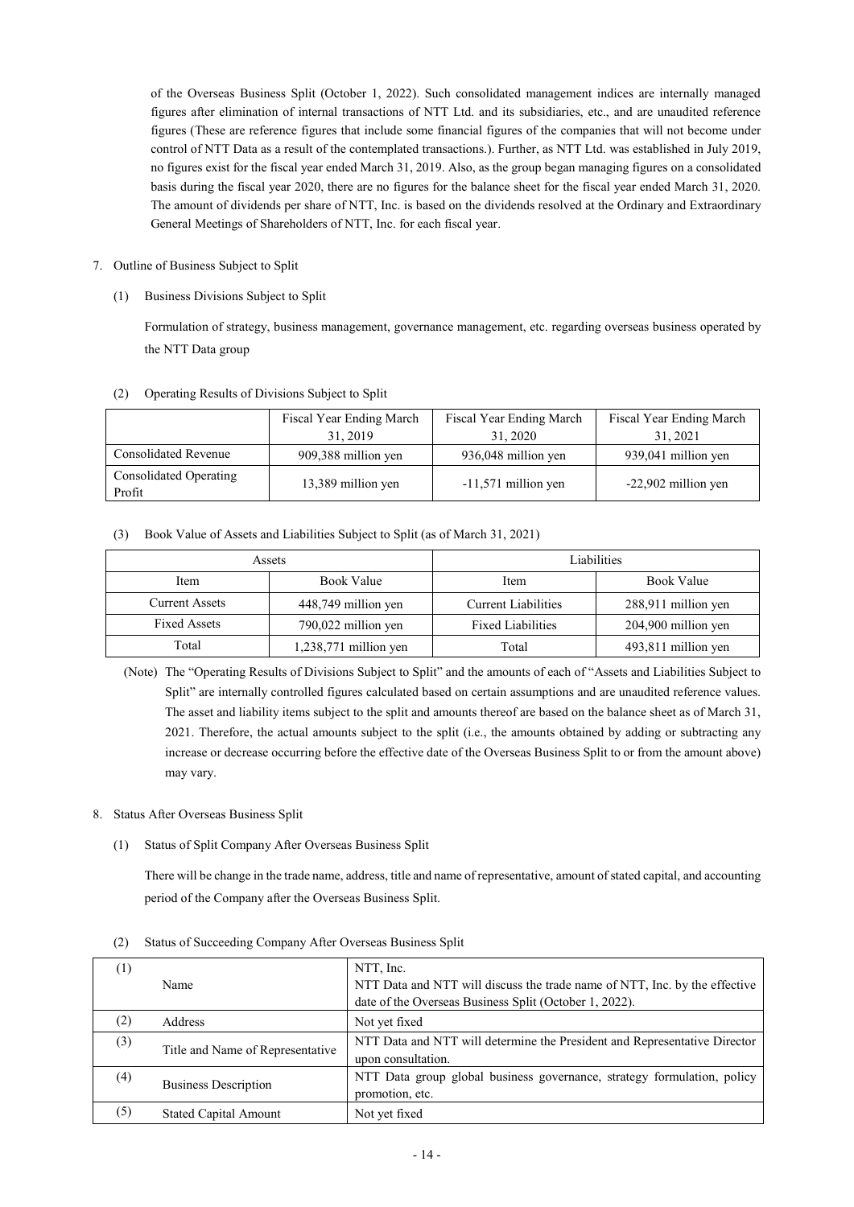of the Overseas Business Split (October 1, 2022). Such consolidated management indices are internally managed figures after elimination of internal transactions of NTT Ltd. and its subsidiaries, etc., and are unaudited reference figures (These are reference figures that include some financial figures of the companies that will not become under control of NTT Data as a result of the contemplated transactions.). Further, as NTT Ltd. was established in July 2019, no figures exist for the fiscal year ended March 31, 2019. Also, as the group began managing figures on a consolidated basis during the fiscal year 2020, there are no figures for the balance sheet for the fiscal year ended March 31, 2020. The amount of dividends per share of NTT, Inc. is based on the dividends resolved at the Ordinary and Extraordinary General Meetings of Shareholders of NTT, Inc. for each fiscal year.

7. Outline of Business Subject to Split

(1) Business Divisions Subject to Split

Formulation of strategy, business management, governance management, etc. regarding overseas business operated by the NTT Data group

(2) Operating Results of Divisions Subject to Split

| | Fiscal Year Ending March 31, 2019 | Fiscal Year Ending March 31, 2020 | Fiscal Year Ending March 31, 2021 |
|---|---|---|---|
| Consolidated Revenue | 909,388 million yen | 936,048 million yen | 939,041 million yen |
| Consolidated Operating Profit | 13,389 million yen | -11,571 million yen | -22,902 million yen |

(3) Book Value of Assets and Liabilities Subject to Split (as of March 31, 2021)

| Assets | | Liabilities | |
|---|---|---|---|
| Item | Book Value | Item | Book Value |
| Current Assets | 448,749 million yen | Current Liabilities | 288,911 million yen |
| Fixed Assets | 790,022 million yen | Fixed Liabilities | 204,900 million yen |
| Total | 1,238,771 million yen | Total | 493,811 million yen |

(Note) The "Operating Results of Divisions Subject to Split" and the amounts of each of "Assets and Liabilities Subject to Split" are internally controlled figures calculated based on certain assumptions and are unaudited reference values. The asset and liability items subject to the split and amounts thereof are based on the balance sheet as of March 31, 2021. Therefore, the actual amounts subject to the split (i.e., the amounts obtained by adding or subtracting any increase or decrease occurring before the effective date of the Overseas Business Split to or from the amount above) may vary.

8. Status After Overseas Business Split

(1) Status of Split Company After Overseas Business Split

There will be change in the trade name, address, title and name of representative, amount of stated capital, and accounting period of the Company after the Overseas Business Split.

(2) Status of Succeeding Company After Overseas Business Split

| | | |
|---|---|---|
| (1) | Name | NTT, Inc.<br>NTT Data and NTT will discuss the trade name of NTT, Inc. by the effective date of the Overseas Business Split (October 1, 2022). |
| (2) | Address | Not yet fixed |
| (3) | Title and Name of Representative | NTT Data and NTT will determine the President and Representative Director upon consultation. |
| (4) | Business Description | NTT Data group global business governance, strategy formulation, policy promotion, etc. |
| (5) | Stated Capital Amount | Not yet fixed |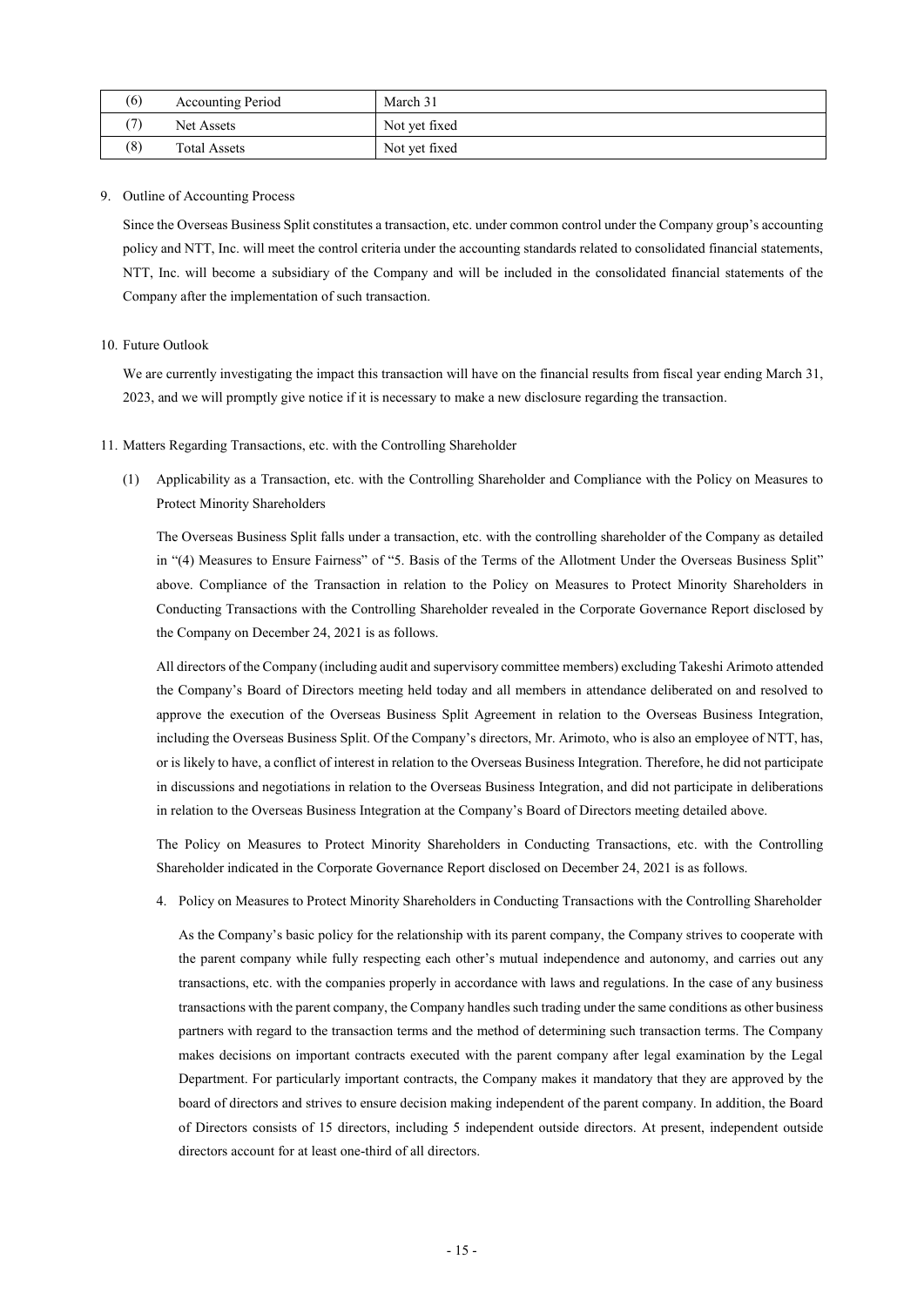| (6) | Accounting Period | March 31 |
|---|---|---|
| (7) | Net Assets | Not yet fixed |
| (8) | Total Assets | Not yet fixed |

9. Outline of Accounting Process

   Since the Overseas Business Split constitutes a transaction, etc. under common control under the Company group's accounting policy and NTT, Inc. will meet the control criteria under the accounting standards related to consolidated financial statements, NTT, Inc. will become a subsidiary of the Company and will be included in the consolidated financial statements of the Company after the implementation of such transaction.

10. Future Outlook

    We are currently investigating the impact this transaction will have on the financial results from fiscal year ending March 31, 2023, and we will promptly give notice if it is necessary to make a new disclosure regarding the transaction.

11. Matters Regarding Transactions, etc. with the Controlling Shareholder

    (1) Applicability as a Transaction, etc. with the Controlling Shareholder and Compliance with the Policy on Measures to Protect Minority Shareholders

    The Overseas Business Split falls under a transaction, etc. with the controlling shareholder of the Company as detailed in "(4) Measures to Ensure Fairness" of "5. Basis of the Terms of the Allotment Under the Overseas Business Split" above. Compliance of the Transaction in relation to the Policy on Measures to Protect Minority Shareholders in Conducting Transactions with the Controlling Shareholder revealed in the Corporate Governance Report disclosed by the Company on December 24, 2021 is as follows.

    All directors of the Company (including audit and supervisory committee members) excluding Takeshi Arimoto attended the Company's Board of Directors meeting held today and all members in attendance deliberated on and resolved to approve the execution of the Overseas Business Split Agreement in relation to the Overseas Business Integration, including the Overseas Business Split. Of the Company's directors, Mr. Arimoto, who is also an employee of NTT, has, or is likely to have, a conflict of interest in relation to the Overseas Business Integration. Therefore, he did not participate in discussions and negotiations in relation to the Overseas Business Integration, and did not participate in deliberations in relation to the Overseas Business Integration at the Company's Board of Directors meeting detailed above.

    The Policy on Measures to Protect Minority Shareholders in Conducting Transactions, etc. with the Controlling Shareholder indicated in the Corporate Governance Report disclosed on December 24, 2021 is as follows.

    4. Policy on Measures to Protect Minority Shareholders in Conducting Transactions with the Controlling Shareholder

    As the Company's basic policy for the relationship with its parent company, the Company strives to cooperate with the parent company while fully respecting each other's mutual independence and autonomy, and carries out any transactions, etc. with the companies properly in accordance with laws and regulations. In the case of any business transactions with the parent company, the Company handles such trading under the same conditions as other business partners with regard to the transaction terms and the method of determining such transaction terms. The Company makes decisions on important contracts executed with the parent company after legal examination by the Legal Department. For particularly important contracts, the Company makes it mandatory that they are approved by the board of directors and strives to ensure decision making independent of the parent company. In addition, the Board of Directors consists of 15 directors, including 5 independent outside directors. At present, independent outside directors account for at least one-third of all directors.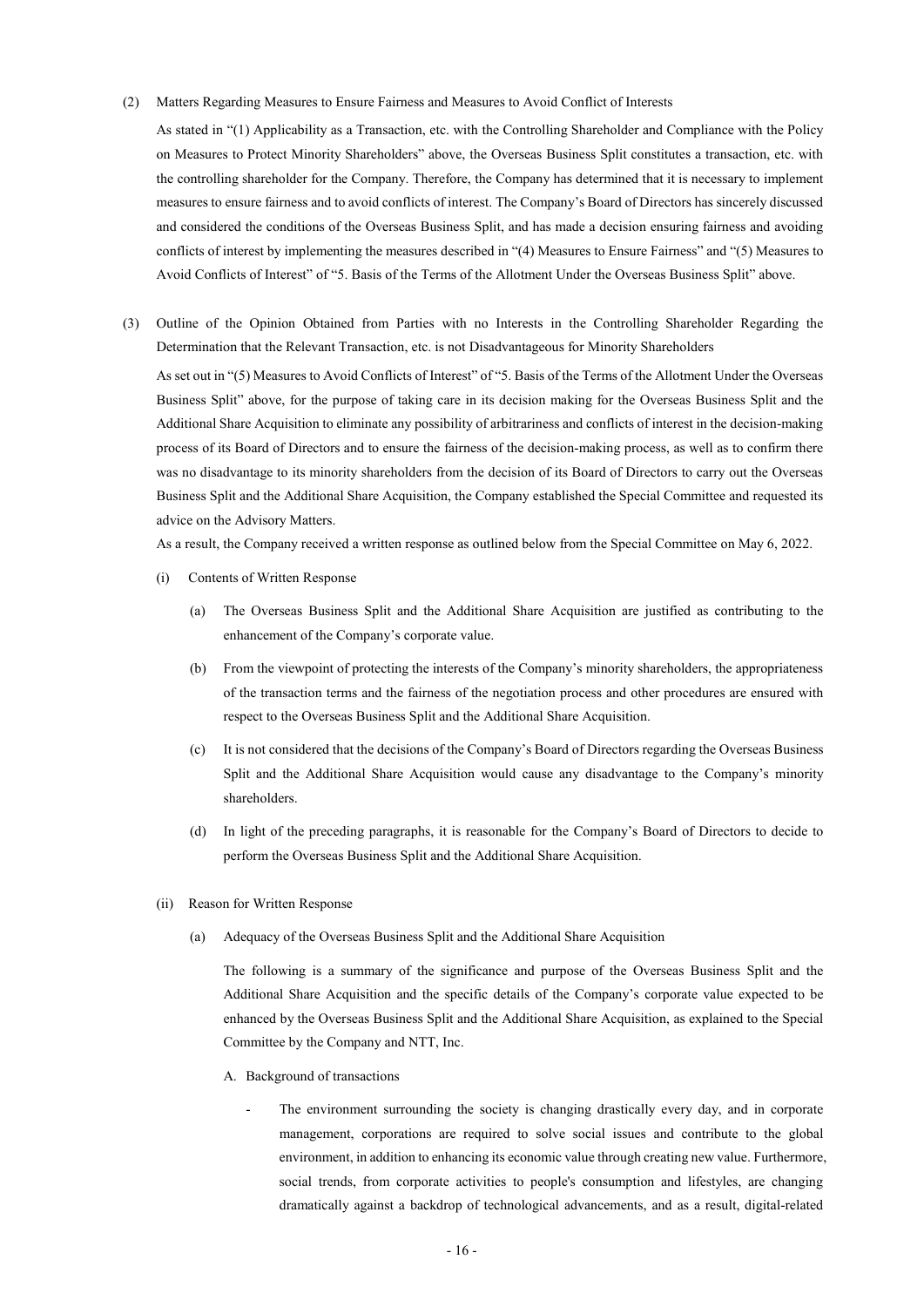(2) Matters Regarding Measures to Ensure Fairness and Measures to Avoid Conflict of Interests

As stated in "(1) Applicability as a Transaction, etc. with the Controlling Shareholder and Compliance with the Policy on Measures to Protect Minority Shareholders" above, the Overseas Business Split constitutes a transaction, etc. with the controlling shareholder for the Company. Therefore, the Company has determined that it is necessary to implement measures to ensure fairness and to avoid conflicts of interest. The Company's Board of Directors has sincerely discussed and considered the conditions of the Overseas Business Split, and has made a decision ensuring fairness and avoiding conflicts of interest by implementing the measures described in "(4) Measures to Ensure Fairness" and "(5) Measures to Avoid Conflicts of Interest" of "5. Basis of the Terms of the Allotment Under the Overseas Business Split" above.

(3) Outline of the Opinion Obtained from Parties with no Interests in the Controlling Shareholder Regarding the Determination that the Relevant Transaction, etc. is not Disadvantageous for Minority Shareholders

As set out in "(5) Measures to Avoid Conflicts of Interest" of "5. Basis of the Terms of the Allotment Under the Overseas Business Split" above, for the purpose of taking care in its decision making for the Overseas Business Split and the Additional Share Acquisition to eliminate any possibility of arbitrariness and conflicts of interest in the decision-making process of its Board of Directors and to ensure the fairness of the decision-making process, as well as to confirm there was no disadvantage to its minority shareholders from the decision of its Board of Directors to carry out the Overseas Business Split and the Additional Share Acquisition, the Company established the Special Committee and requested its advice on the Advisory Matters.

As a result, the Company received a written response as outlined below from the Special Committee on May 6, 2022.

(i) Contents of Written Response

(a) The Overseas Business Split and the Additional Share Acquisition are justified as contributing to the enhancement of the Company's corporate value.

(b) From the viewpoint of protecting the interests of the Company's minority shareholders, the appropriateness of the transaction terms and the fairness of the negotiation process and other procedures are ensured with respect to the Overseas Business Split and the Additional Share Acquisition.

(c) It is not considered that the decisions of the Company's Board of Directors regarding the Overseas Business Split and the Additional Share Acquisition would cause any disadvantage to the Company's minority shareholders.

(d) In light of the preceding paragraphs, it is reasonable for the Company's Board of Directors to decide to perform the Overseas Business Split and the Additional Share Acquisition.

(ii) Reason for Written Response

(a) Adequacy of the Overseas Business Split and the Additional Share Acquisition

The following is a summary of the significance and purpose of the Overseas Business Split and the Additional Share Acquisition and the specific details of the Company's corporate value expected to be enhanced by the Overseas Business Split and the Additional Share Acquisition, as explained to the Special Committee by the Company and NTT, Inc.

A. Background of transactions

- The environment surrounding the society is changing drastically every day, and in corporate management, corporations are required to solve social issues and contribute to the global environment, in addition to enhancing its economic value through creating new value. Furthermore, social trends, from corporate activities to people's consumption and lifestyles, are changing dramatically against a backdrop of technological advancements, and as a result, digital-related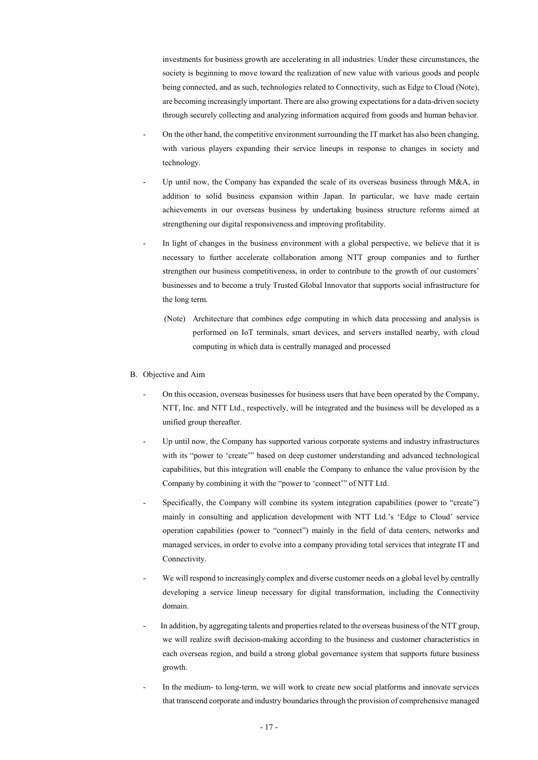investments for business growth are accelerating in all industries. Under these circumstances, the society is beginning to move toward the realization of new value with various goods and people being connected, and as such, technologies related to Connectivity, such as Edge to Cloud (Note), are becoming increasingly important. There are also growing expectations for a data-driven society through securely collecting and analyzing information acquired from goods and human behavior.

- On the other hand, the competitive environment surrounding the IT market has also been changing, with various players expanding their service lineups in response to changes in society and technology.
- Up until now, the Company has expanded the scale of its overseas business through M&A, in addition to solid business expansion within Japan. In particular, we have made certain achievements in our overseas business by undertaking business structure reforms aimed at strengthening our digital responsiveness and improving profitability.
- In light of changes in the business environment with a global perspective, we believe that it is necessary to further accelerate collaboration among NTT group companies and to further strengthen our business competitiveness, in order to contribute to the growth of our customers' businesses and to become a truly Trusted Global Innovator that supports social infrastructure for the long term.

  (Note) Architecture that combines edge computing in which data processing and analysis is performed on IoT terminals, smart devices, and servers installed nearby, with cloud computing in which data is centrally managed and processed

B. Objective and Aim

- On this occasion, overseas businesses for business users that have been operated by the Company, NTT, Inc. and NTT Ltd., respectively, will be integrated and the business will be developed as a unified group thereafter.
- Up until now, the Company has supported various corporate systems and industry infrastructures with its "power to 'create'" based on deep customer understanding and advanced technological capabilities, but this integration will enable the Company to enhance the value provision by the Company by combining it with the "power to 'connect'" of NTT Ltd.
- Specifically, the Company will combine its system integration capabilities (power to "create") mainly in consulting and application development with NTT Ltd.'s 'Edge to Cloud' service operation capabilities (power to "connect") mainly in the field of data centers, networks and managed services, in order to evolve into a company providing total services that integrate IT and Connectivity.
- We will respond to increasingly complex and diverse customer needs on a global level by centrally developing a service lineup necessary for digital transformation, including the Connectivity domain.
- In addition, by aggregating talents and properties related to the overseas business of the NTT group, we will realize swift decision-making according to the business and customer characteristics in each overseas region, and build a strong global governance system that supports future business growth.
- In the medium- to long-term, we will work to create new social platforms and innovate services that transcend corporate and industry boundaries through the provision of comprehensive managed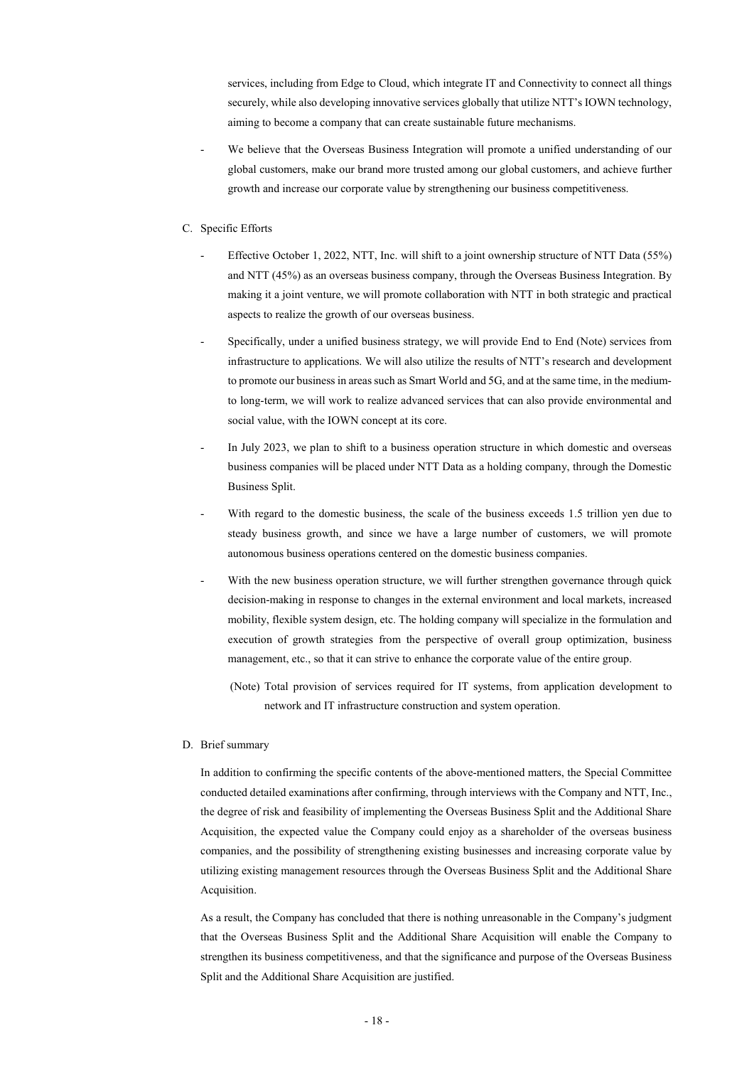services, including from Edge to Cloud, which integrate IT and Connectivity to connect all things securely, while also developing innovative services globally that utilize NTT's IOWN technology, aiming to become a company that can create sustainable future mechanisms.

- We believe that the Overseas Business Integration will promote a unified understanding of our global customers, make our brand more trusted among our global customers, and achieve further growth and increase our corporate value by strengthening our business competitiveness.

C. Specific Efforts

- Effective October 1, 2022, NTT, Inc. will shift to a joint ownership structure of NTT Data (55%) and NTT (45%) as an overseas business company, through the Overseas Business Integration. By making it a joint venture, we will promote collaboration with NTT in both strategic and practical aspects to realize the growth of our overseas business.
- Specifically, under a unified business strategy, we will provide End to End (Note) services from infrastructure to applications. We will also utilize the results of NTT's research and development to promote our business in areas such as Smart World and 5G, and at the same time, in the medium-to long-term, we will work to realize advanced services that can also provide environmental and social value, with the IOWN concept at its core.
- In July 2023, we plan to shift to a business operation structure in which domestic and overseas business companies will be placed under NTT Data as a holding company, through the Domestic Business Split.
- With regard to the domestic business, the scale of the business exceeds 1.5 trillion yen due to steady business growth, and since we have a large number of customers, we will promote autonomous business operations centered on the domestic business companies.
- With the new business operation structure, we will further strengthen governance through quick decision-making in response to changes in the external environment and local markets, increased mobility, flexible system design, etc. The holding company will specialize in the formulation and execution of growth strategies from the perspective of overall group optimization, business management, etc., so that it can strive to enhance the corporate value of the entire group.

  (Note) Total provision of services required for IT systems, from application development to network and IT infrastructure construction and system operation.

D. Brief summary

In addition to confirming the specific contents of the above-mentioned matters, the Special Committee conducted detailed examinations after confirming, through interviews with the Company and NTT, Inc., the degree of risk and feasibility of implementing the Overseas Business Split and the Additional Share Acquisition, the expected value the Company could enjoy as a shareholder of the overseas business companies, and the possibility of strengthening existing businesses and increasing corporate value by utilizing existing management resources through the Overseas Business Split and the Additional Share Acquisition.

As a result, the Company has concluded that there is nothing unreasonable in the Company's judgment that the Overseas Business Split and the Additional Share Acquisition will enable the Company to strengthen its business competitiveness, and that the significance and purpose of the Overseas Business Split and the Additional Share Acquisition are justified.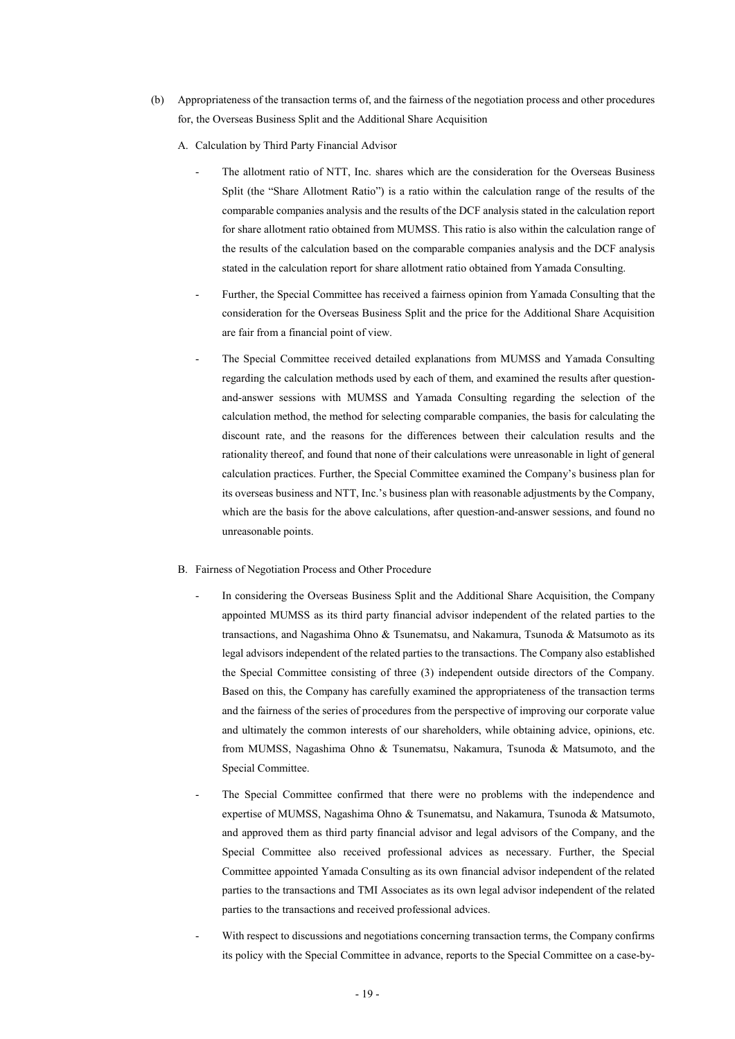(b) Appropriateness of the transaction terms of, and the fairness of the negotiation process and other procedures for, the Overseas Business Split and the Additional Share Acquisition

A. Calculation by Third Party Financial Advisor

- The allotment ratio of NTT, Inc. shares which are the consideration for the Overseas Business Split (the "Share Allotment Ratio") is a ratio within the calculation range of the results of the comparable companies analysis and the results of the DCF analysis stated in the calculation report for share allotment ratio obtained from MUMSS. This ratio is also within the calculation range of the results of the calculation based on the comparable companies analysis and the DCF analysis stated in the calculation report for share allotment ratio obtained from Yamada Consulting.

- Further, the Special Committee has received a fairness opinion from Yamada Consulting that the consideration for the Overseas Business Split and the price for the Additional Share Acquisition are fair from a financial point of view.

- The Special Committee received detailed explanations from MUMSS and Yamada Consulting regarding the calculation methods used by each of them, and examined the results after question-and-answer sessions with MUMSS and Yamada Consulting regarding the selection of the calculation method, the method for selecting comparable companies, the basis for calculating the discount rate, and the reasons for the differences between their calculation results and the rationality thereof, and found that none of their calculations were unreasonable in light of general calculation practices. Further, the Special Committee examined the Company's business plan for its overseas business and NTT, Inc.'s business plan with reasonable adjustments by the Company, which are the basis for the above calculations, after question-and-answer sessions, and found no unreasonable points.

B. Fairness of Negotiation Process and Other Procedure

- In considering the Overseas Business Split and the Additional Share Acquisition, the Company appointed MUMSS as its third party financial advisor independent of the related parties to the transactions, and Nagashima Ohno & Tsunematsu, and Nakamura, Tsunoda & Matsumoto as its legal advisors independent of the related parties to the transactions. The Company also established the Special Committee consisting of three (3) independent outside directors of the Company. Based on this, the Company has carefully examined the appropriateness of the transaction terms and the fairness of the series of procedures from the perspective of improving our corporate value and ultimately the common interests of our shareholders, while obtaining advice, opinions, etc. from MUMSS, Nagashima Ohno & Tsunematsu, Nakamura, Tsunoda & Matsumoto, and the Special Committee.

- The Special Committee confirmed that there were no problems with the independence and expertise of MUMSS, Nagashima Ohno & Tsunematsu, and Nakamura, Tsunoda & Matsumoto, and approved them as third party financial advisor and legal advisors of the Company, and the Special Committee also received professional advices as necessary. Further, the Special Committee appointed Yamada Consulting as its own financial advisor independent of the related parties to the transactions and TMI Associates as its own legal advisor independent of the related parties to the transactions and received professional advices.

- With respect to discussions and negotiations concerning transaction terms, the Company confirms its policy with the Special Committee in advance, reports to the Special Committee on a case-by-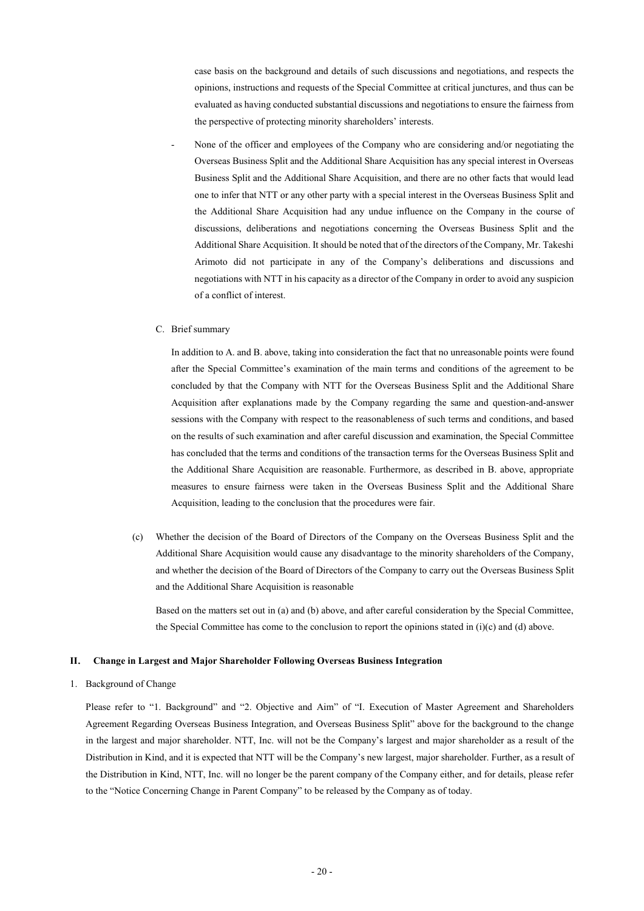case basis on the background and details of such discussions and negotiations, and respects the opinions, instructions and requests of the Special Committee at critical junctures, and thus can be evaluated as having conducted substantial discussions and negotiations to ensure the fairness from the perspective of protecting minority shareholders' interests.

- None of the officer and employees of the Company who are considering and/or negotiating the Overseas Business Split and the Additional Share Acquisition has any special interest in Overseas Business Split and the Additional Share Acquisition, and there are no other facts that would lead one to infer that NTT or any other party with a special interest in the Overseas Business Split and the Additional Share Acquisition had any undue influence on the Company in the course of discussions, deliberations and negotiations concerning the Overseas Business Split and the Additional Share Acquisition. It should be noted that of the directors of the Company, Mr. Takeshi Arimoto did not participate in any of the Company's deliberations and discussions and negotiations with NTT in his capacity as a director of the Company in order to avoid any suspicion of a conflict of interest.

C. Brief summary

In addition to A. and B. above, taking into consideration the fact that no unreasonable points were found after the Special Committee's examination of the main terms and conditions of the agreement to be concluded by that the Company with NTT for the Overseas Business Split and the Additional Share Acquisition after explanations made by the Company regarding the same and question-and-answer sessions with the Company with respect to the reasonableness of such terms and conditions, and based on the results of such examination and after careful discussion and examination, the Special Committee has concluded that the terms and conditions of the transaction terms for the Overseas Business Split and the Additional Share Acquisition are reasonable. Furthermore, as described in B. above, appropriate measures to ensure fairness were taken in the Overseas Business Split and the Additional Share Acquisition, leading to the conclusion that the procedures were fair.

(c) Whether the decision of the Board of Directors of the Company on the Overseas Business Split and the Additional Share Acquisition would cause any disadvantage to the minority shareholders of the Company, and whether the decision of the Board of Directors of the Company to carry out the Overseas Business Split and the Additional Share Acquisition is reasonable

Based on the matters set out in (a) and (b) above, and after careful consideration by the Special Committee, the Special Committee has come to the conclusion to report the opinions stated in (i)(c) and (d) above.

## II. Change in Largest and Major Shareholder Following Overseas Business Integration

1. Background of Change

Please refer to "1. Background" and "2. Objective and Aim" of "I. Execution of Master Agreement and Shareholders Agreement Regarding Overseas Business Integration, and Overseas Business Split" above for the background to the change in the largest and major shareholder. NTT, Inc. will not be the Company's largest and major shareholder as a result of the Distribution in Kind, and it is expected that NTT will be the Company's new largest, major shareholder. Further, as a result of the Distribution in Kind, NTT, Inc. will no longer be the parent company of the Company either, and for details, please refer to the "Notice Concerning Change in Parent Company" to be released by the Company as of today.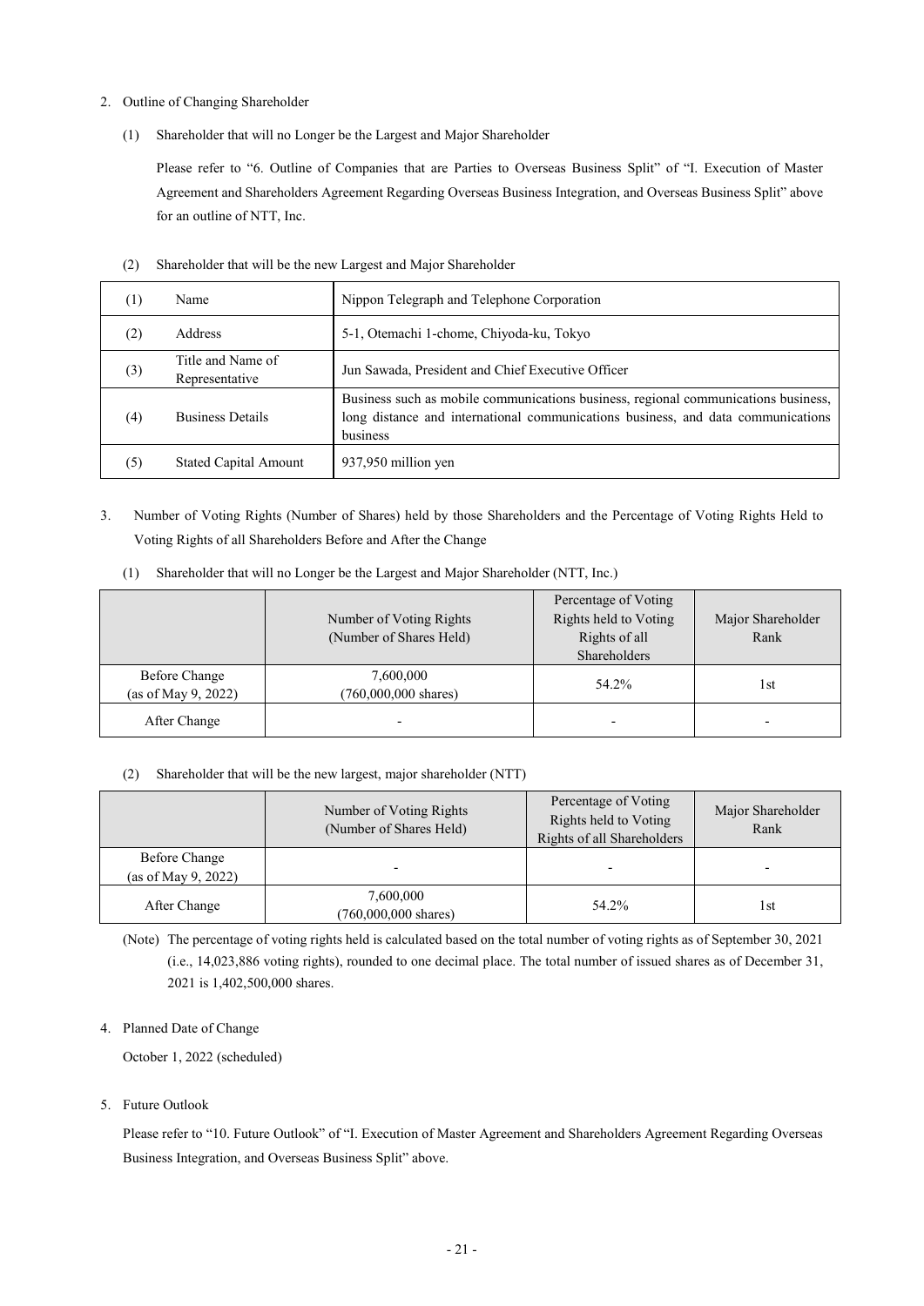2. Outline of Changing Shareholder

(1) Shareholder that will no Longer be the Largest and Major Shareholder

Please refer to "6. Outline of Companies that are Parties to Overseas Business Split" of "I. Execution of Master Agreement and Shareholders Agreement Regarding Overseas Business Integration, and Overseas Business Split" above for an outline of NTT, Inc.

(2) Shareholder that will be the new Largest and Major Shareholder

| (1) | Name | Nippon Telegraph and Telephone Corporation |
|---|---|---|
| (2) | Address | 5-1, Otemachi 1-chome, Chiyoda-ku, Tokyo |
| (3) | Title and Name of Representative | Jun Sawada, President and Chief Executive Officer |
| (4) | Business Details | Business such as mobile communications business, regional communications business, long distance and international communications business, and data communications business |
| (5) | Stated Capital Amount | 937,950 million yen |

3. Number of Voting Rights (Number of Shares) held by those Shareholders and the Percentage of Voting Rights Held to Voting Rights of all Shareholders Before and After the Change

(1) Shareholder that will no Longer be the Largest and Major Shareholder (NTT, Inc.)

| | Number of Voting Rights (Number of Shares Held) | Percentage of Voting Rights held to Voting Rights of all Shareholders | Major Shareholder Rank |
|---|---|---|---|
| Before Change (as of May 9, 2022) | 7,600,000 (760,000,000 shares) | 54.2% | 1st |
| After Change | - | - | - |

(2) Shareholder that will be the new largest, major shareholder (NTT)

| | Number of Voting Rights (Number of Shares Held) | Percentage of Voting Rights held to Voting Rights of all Shareholders | Major Shareholder Rank |
|---|---|---|---|
| Before Change (as of May 9, 2022) | - | - | - |
| After Change | 7,600,000 (760,000,000 shares) | 54.2% | 1st |

(Note) The percentage of voting rights held is calculated based on the total number of voting rights as of September 30, 2021 (i.e., 14,023,886 voting rights), rounded to one decimal place. The total number of issued shares as of December 31, 2021 is 1,402,500,000 shares.

4. Planned Date of Change

October 1, 2022 (scheduled)

5. Future Outlook

Please refer to "10. Future Outlook" of "I. Execution of Master Agreement and Shareholders Agreement Regarding Overseas Business Integration, and Overseas Business Split" above.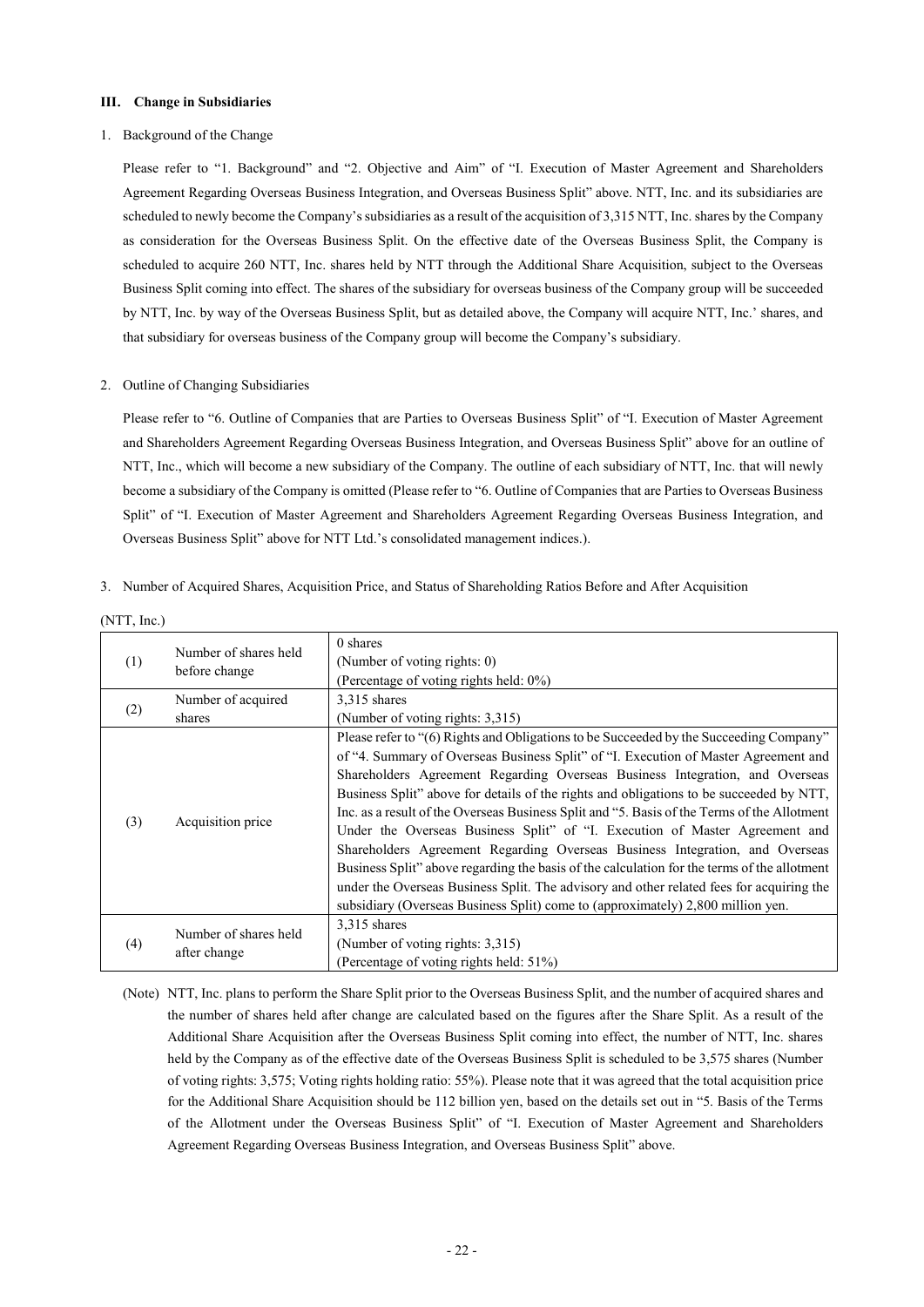## III. Change in Subsidiaries

1. Background of the Change

Please refer to "1. Background" and "2. Objective and Aim" of "I. Execution of Master Agreement and Shareholders Agreement Regarding Overseas Business Integration, and Overseas Business Split" above. NTT, Inc. and its subsidiaries are scheduled to newly become the Company's subsidiaries as a result of the acquisition of 3,315 NTT, Inc. shares by the Company as consideration for the Overseas Business Split. On the effective date of the Overseas Business Split, the Company is scheduled to acquire 260 NTT, Inc. shares held by NTT through the Additional Share Acquisition, subject to the Overseas Business Split coming into effect. The shares of the subsidiary for overseas business of the Company group will be succeeded by NTT, Inc. by way of the Overseas Business Split, but as detailed above, the Company will acquire NTT, Inc.' shares, and that subsidiary for overseas business of the Company group will become the Company's subsidiary.

2. Outline of Changing Subsidiaries

Please refer to "6. Outline of Companies that are Parties to Overseas Business Split" of "I. Execution of Master Agreement and Shareholders Agreement Regarding Overseas Business Integration, and Overseas Business Split" above for an outline of NTT, Inc., which will become a new subsidiary of the Company. The outline of each subsidiary of NTT, Inc. that will newly become a subsidiary of the Company is omitted (Please refer to "6. Outline of Companies that are Parties to Overseas Business Split" of "I. Execution of Master Agreement and Shareholders Agreement Regarding Overseas Business Integration, and Overseas Business Split" above for NTT Ltd.'s consolidated management indices.).

3. Number of Acquired Shares, Acquisition Price, and Status of Shareholding Ratios Before and After Acquisition

(NTT, Inc.)

| | | |
|---|---|---|
| (1) | Number of shares held before change | 0 shares<br>(Number of voting rights: 0)<br>(Percentage of voting rights held: 0%) |
| (2) | Number of acquired shares | 3,315 shares<br>(Number of voting rights: 3,315) |
| (3) | Acquisition price | Please refer to "(6) Rights and Obligations to be Succeeded by the Succeeding Company" of "4. Summary of Overseas Business Split" of "I. Execution of Master Agreement and Shareholders Agreement Regarding Overseas Business Integration, and Overseas Business Split" above for details of the rights and obligations to be succeeded by NTT, Inc. as a result of the Overseas Business Split and "5. Basis of the Terms of the Allotment Under the Overseas Business Split" of "I. Execution of Master Agreement and Shareholders Agreement Regarding Overseas Business Integration, and Overseas Business Split" above regarding the basis of the calculation for the terms of the allotment under the Overseas Business Split. The advisory and other related fees for acquiring the subsidiary (Overseas Business Split) come to (approximately) 2,800 million yen. |
| (4) | Number of shares held after change | 3,315 shares<br>(Number of voting rights: 3,315)<br>(Percentage of voting rights held: 51%) |

(Note) NTT, Inc. plans to perform the Share Split prior to the Overseas Business Split, and the number of acquired shares and the number of shares held after change are calculated based on the figures after the Share Split. As a result of the Additional Share Acquisition after the Overseas Business Split coming into effect, the number of NTT, Inc. shares held by the Company as of the effective date of the Overseas Business Split is scheduled to be 3,575 shares (Number of voting rights: 3,575; Voting rights holding ratio: 55%). Please note that it was agreed that the total acquisition price for the Additional Share Acquisition should be 112 billion yen, based on the details set out in "5. Basis of the Terms of the Allotment under the Overseas Business Split" of "I. Execution of Master Agreement and Shareholders Agreement Regarding Overseas Business Integration, and Overseas Business Split" above.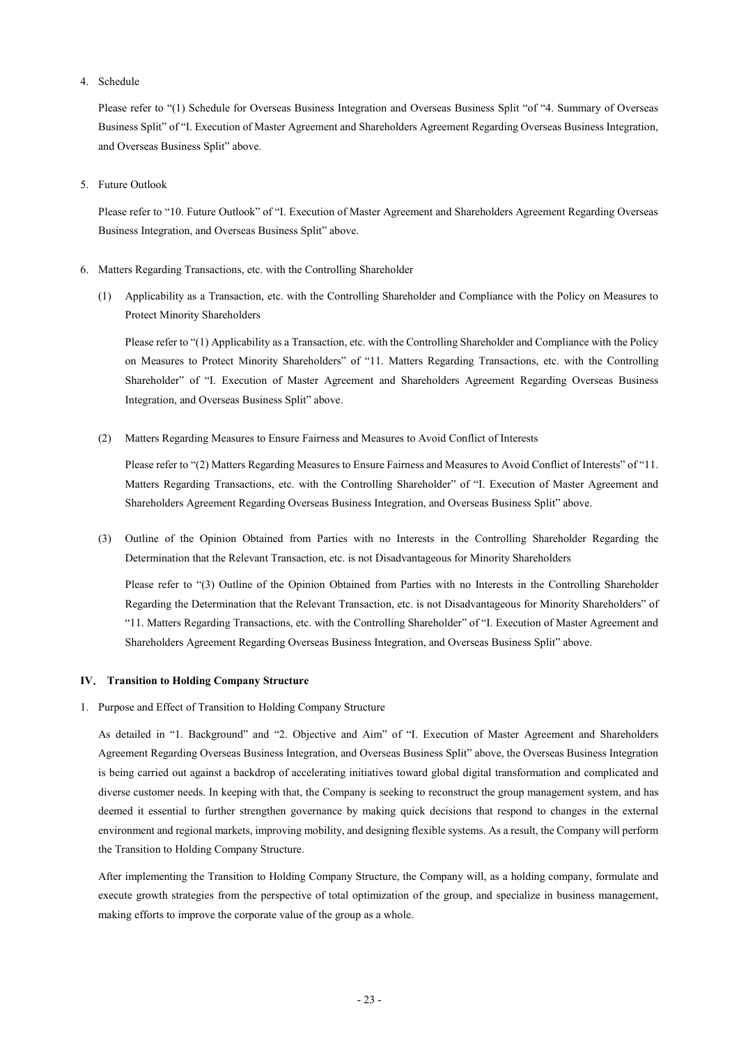4. Schedule

   Please refer to "(1) Schedule for Overseas Business Integration and Overseas Business Split "of "4. Summary of Overseas Business Split" of "I. Execution of Master Agreement and Shareholders Agreement Regarding Overseas Business Integration, and Overseas Business Split" above.

5. Future Outlook

   Please refer to "10. Future Outlook" of "I. Execution of Master Agreement and Shareholders Agreement Regarding Overseas Business Integration, and Overseas Business Split" above.

6. Matters Regarding Transactions, etc. with the Controlling Shareholder

   (1) Applicability as a Transaction, etc. with the Controlling Shareholder and Compliance with the Policy on Measures to Protect Minority Shareholders

   Please refer to "(1) Applicability as a Transaction, etc. with the Controlling Shareholder and Compliance with the Policy on Measures to Protect Minority Shareholders" of "11. Matters Regarding Transactions, etc. with the Controlling Shareholder" of "I. Execution of Master Agreement and Shareholders Agreement Regarding Overseas Business Integration, and Overseas Business Split" above.

   (2) Matters Regarding Measures to Ensure Fairness and Measures to Avoid Conflict of Interests

   Please refer to "(2) Matters Regarding Measures to Ensure Fairness and Measures to Avoid Conflict of Interests" of "11. Matters Regarding Transactions, etc. with the Controlling Shareholder" of "I. Execution of Master Agreement and Shareholders Agreement Regarding Overseas Business Integration, and Overseas Business Split" above.

   (3) Outline of the Opinion Obtained from Parties with no Interests in the Controlling Shareholder Regarding the Determination that the Relevant Transaction, etc. is not Disadvantageous for Minority Shareholders

   Please refer to "(3) Outline of the Opinion Obtained from Parties with no Interests in the Controlling Shareholder Regarding the Determination that the Relevant Transaction, etc. is not Disadvantageous for Minority Shareholders" of "11. Matters Regarding Transactions, etc. with the Controlling Shareholder" of "I. Execution of Master Agreement and Shareholders Agreement Regarding Overseas Business Integration, and Overseas Business Split" above.

## IV. Transition to Holding Company Structure

1. Purpose and Effect of Transition to Holding Company Structure

   As detailed in "1. Background" and "2. Objective and Aim" of "I. Execution of Master Agreement and Shareholders Agreement Regarding Overseas Business Integration, and Overseas Business Split" above, the Overseas Business Integration is being carried out against a backdrop of accelerating initiatives toward global digital transformation and complicated and diverse customer needs. In keeping with that, the Company is seeking to reconstruct the group management system, and has deemed it essential to further strengthen governance by making quick decisions that respond to changes in the external environment and regional markets, improving mobility, and designing flexible systems. As a result, the Company will perform the Transition to Holding Company Structure.

   After implementing the Transition to Holding Company Structure, the Company will, as a holding company, formulate and execute growth strategies from the perspective of total optimization of the group, and specialize in business management, making efforts to improve the corporate value of the group as a whole.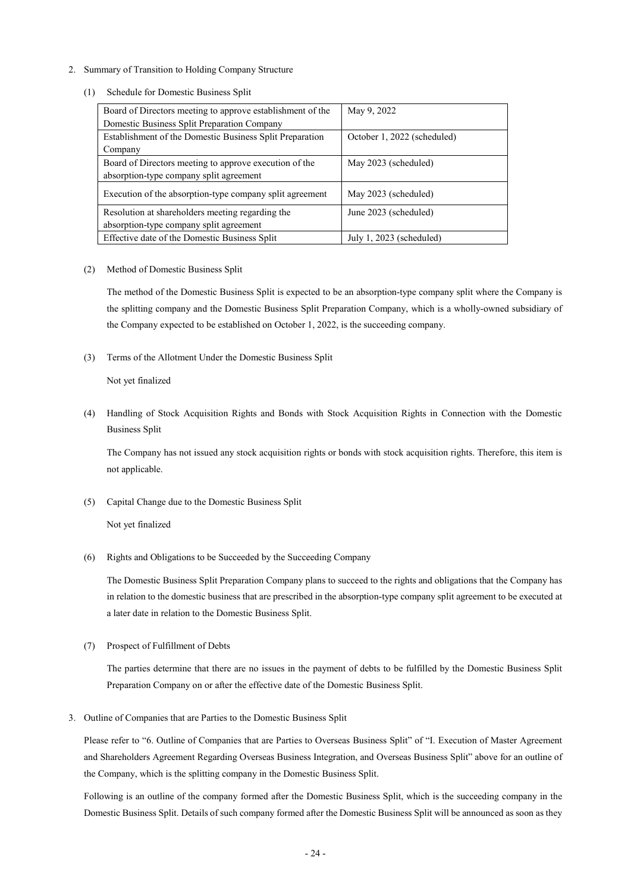2. Summary of Transition to Holding Company Structure

(1) Schedule for Domestic Business Split

| Board of Directors meeting to approve establishment of the Domestic Business Split Preparation Company | May 9, 2022 |
|---|---|
| Establishment of the Domestic Business Split Preparation Company | October 1, 2022 (scheduled) |
| Board of Directors meeting to approve execution of the absorption-type company split agreement | May 2023 (scheduled) |
| Execution of the absorption-type company split agreement | May 2023 (scheduled) |
| Resolution at shareholders meeting regarding the absorption-type company split agreement | June 2023 (scheduled) |
| Effective date of the Domestic Business Split | July 1, 2023 (scheduled) |

(2) Method of Domestic Business Split

The method of the Domestic Business Split is expected to be an absorption-type company split where the Company is the splitting company and the Domestic Business Split Preparation Company, which is a wholly-owned subsidiary of the Company expected to be established on October 1, 2022, is the succeeding company.

(3) Terms of the Allotment Under the Domestic Business Split

Not yet finalized

(4) Handling of Stock Acquisition Rights and Bonds with Stock Acquisition Rights in Connection with the Domestic Business Split

The Company has not issued any stock acquisition rights or bonds with stock acquisition rights. Therefore, this item is not applicable.

(5) Capital Change due to the Domestic Business Split

Not yet finalized

(6) Rights and Obligations to be Succeeded by the Succeeding Company

The Domestic Business Split Preparation Company plans to succeed to the rights and obligations that the Company has in relation to the domestic business that are prescribed in the absorption-type company split agreement to be executed at a later date in relation to the Domestic Business Split.

(7) Prospect of Fulfillment of Debts

The parties determine that there are no issues in the payment of debts to be fulfilled by the Domestic Business Split Preparation Company on or after the effective date of the Domestic Business Split.

3. Outline of Companies that are Parties to the Domestic Business Split

Please refer to "6. Outline of Companies that are Parties to Overseas Business Split" of "I. Execution of Master Agreement and Shareholders Agreement Regarding Overseas Business Integration, and Overseas Business Split" above for an outline of the Company, which is the splitting company in the Domestic Business Split.

Following is an outline of the company formed after the Domestic Business Split, which is the succeeding company in the Domestic Business Split. Details of such company formed after the Domestic Business Split will be announced as soon as they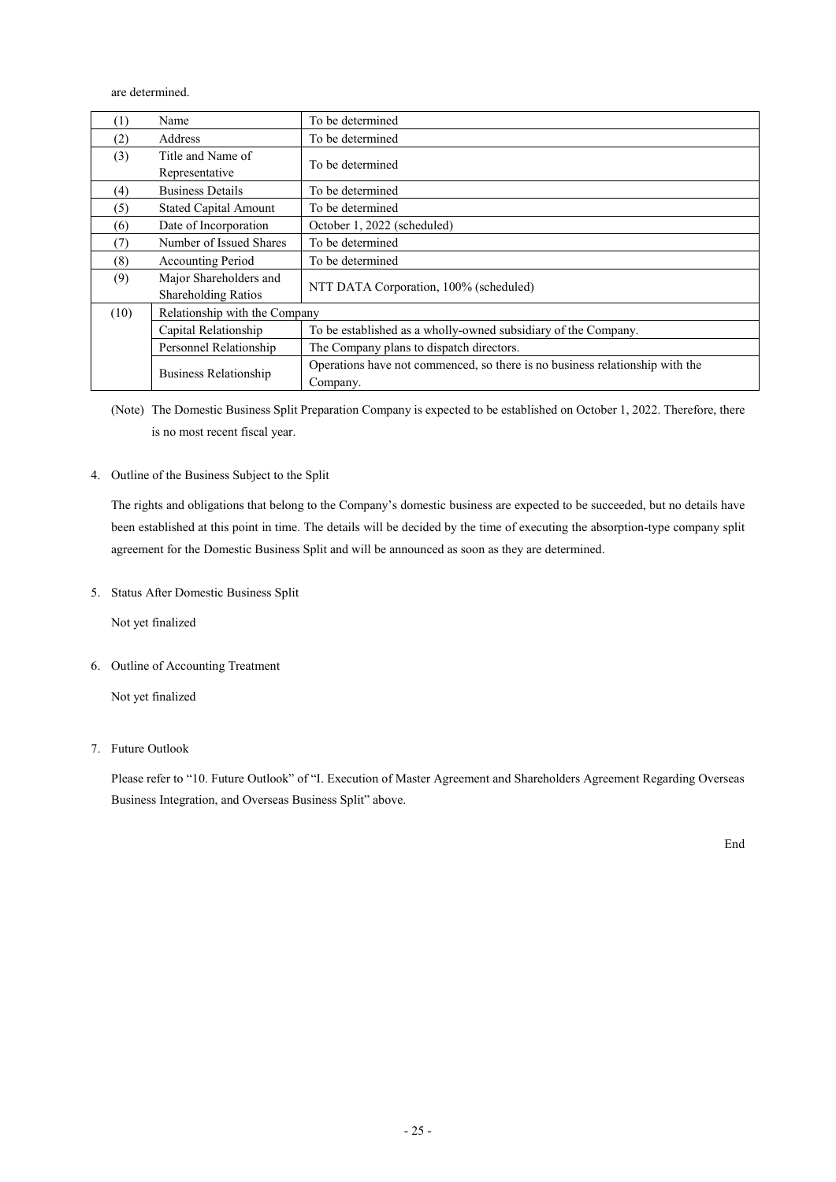are determined.

| (1) | Name | To be determined |
|---|---|---|
| (2) | Address | To be determined |
| (3) | Title and Name of Representative | To be determined |
| (4) | Business Details | To be determined |
| (5) | Stated Capital Amount | To be determined |
| (6) | Date of Incorporation | October 1, 2022 (scheduled) |
| (7) | Number of Issued Shares | To be determined |
| (8) | Accounting Period | To be determined |
| (9) | Major Shareholders and Shareholding Ratios | NTT DATA Corporation, 100% (scheduled) |
| (10) | Relationship with the Company | |
| | Capital Relationship | To be established as a wholly-owned subsidiary of the Company. |
| | Personnel Relationship | The Company plans to dispatch directors. |
| | Business Relationship | Operations have not commenced, so there is no business relationship with the Company. |

(Note) The Domestic Business Split Preparation Company is expected to be established on October 1, 2022. Therefore, there is no most recent fiscal year.

4. Outline of the Business Subject to the Split

The rights and obligations that belong to the Company's domestic business are expected to be succeeded, but no details have been established at this point in time. The details will be decided by the time of executing the absorption-type company split agreement for the Domestic Business Split and will be announced as soon as they are determined.

5. Status After Domestic Business Split

Not yet finalized

6. Outline of Accounting Treatment

Not yet finalized

7. Future Outlook

Please refer to "10. Future Outlook" of "I. Execution of Master Agreement and Shareholders Agreement Regarding Overseas Business Integration, and Overseas Business Split" above.

End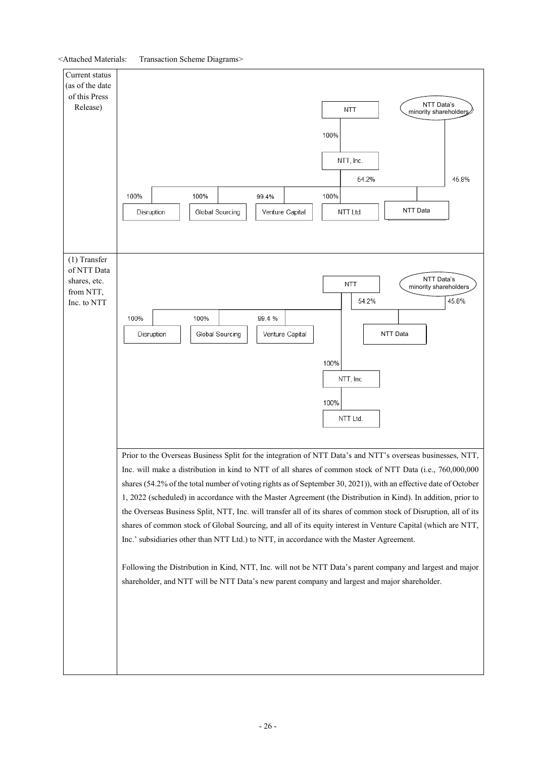<Attached Materials: Transaction Scheme Diagrams>

| | |
|---|---|
| Current status (as of the date of this Press Release) | NTT — 100% — NTT, Inc.; NTT Data's minority shareholders — 45.8% — NTT Data; NTT, Inc. — 54.2% — NTT Data; NTT, Inc. — 100% Disruption, 100% Global Sourcing, 99.4% Venture Capital, 100% NTT Ltd. |
| (1) Transfer of NTT Data shares, etc. from NTT, Inc. to NTT | NTT — 54.2% — NTT Data; NTT Data's minority shareholders — 45.8% — NTT Data; NTT — 100% Disruption, 100% Global Sourcing, 99.4 % Venture Capital; NTT — 100% — NTT, Inc. — 100% — NTT Ltd.<br><br>Prior to the Overseas Business Split for the integration of NTT Data's and NTT's overseas businesses, NTT, Inc. will make a distribution in kind to NTT of all shares of common stock of NTT Data (i.e., 760,000,000 shares (54.2% of the total number of voting rights as of September 30, 2021)), with an effective date of October 1, 2022 (scheduled) in accordance with the Master Agreement (the Distribution in Kind). In addition, prior to the Overseas Business Split, NTT, Inc. will transfer all of its shares of common stock of Disruption, all of its shares of common stock of Global Sourcing, and all of its equity interest in Venture Capital (which are NTT, Inc.' subsidiaries other than NTT Ltd.) to NTT, in accordance with the Master Agreement.<br><br>Following the Distribution in Kind, NTT, Inc. will not be NTT Data's parent company and largest and major shareholder, and NTT will be NTT Data's new parent company and largest and major shareholder. |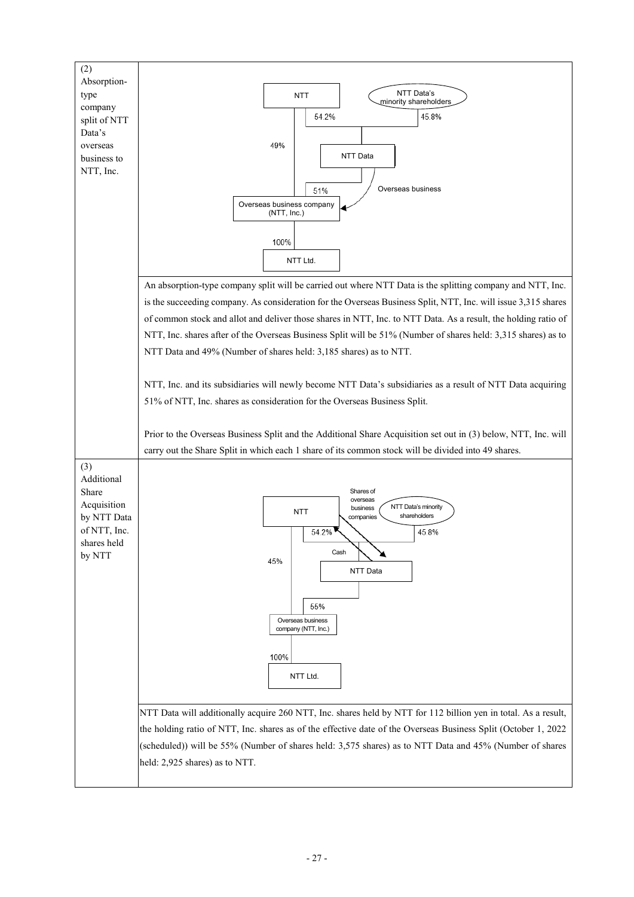| | |
|---|---|
| (2) Absorption-type company split of NTT Data's overseas business to NTT, Inc. | NTT — NTT Data's minority shareholders — 54.2% — 45.8% — 49% — NTT Data — 51% — Overseas business — Overseas business company (NTT, Inc.) — 100% — NTT Ltd.<br><br>An absorption-type company split will be carried out where NTT Data is the splitting company and NTT, Inc. is the succeeding company. As consideration for the Overseas Business Split, NTT, Inc. will issue 3,315 shares of common stock and allot and deliver those shares in NTT, Inc. to NTT Data. As a result, the holding ratio of NTT, Inc. shares after of the Overseas Business Split will be 51% (Number of shares held: 3,315 shares) as to NTT Data and 49% (Number of shares held: 3,185 shares) as to NTT.<br><br>NTT, Inc. and its subsidiaries will newly become NTT Data's subsidiaries as a result of NTT Data acquiring 51% of NTT, Inc. shares as consideration for the Overseas Business Split.<br><br>Prior to the Overseas Business Split and the Additional Share Acquisition set out in (3) below, NTT, Inc. will carry out the Share Split in which each 1 share of its common stock will be divided into 49 shares. |
| (3) Additional Share Acquisition by NTT Data of NTT, Inc. shares held by NTT | NTT — Shares of overseas business companies — NTT Data's minority shareholders — 54.2% — 45.8% — Cash — 45% — NTT Data — 55% — Overseas business company (NTT, Inc.) — 100% — NTT Ltd.<br><br>NTT Data will additionally acquire 260 NTT, Inc. shares held by NTT for 112 billion yen in total. As a result, the holding ratio of NTT, Inc. shares as of the effective date of the Overseas Business Split (October 1, 2022 (scheduled)) will be 55% (Number of shares held: 3,575 shares) as to NTT Data and 45% (Number of shares held: 2,925 shares) as to NTT. |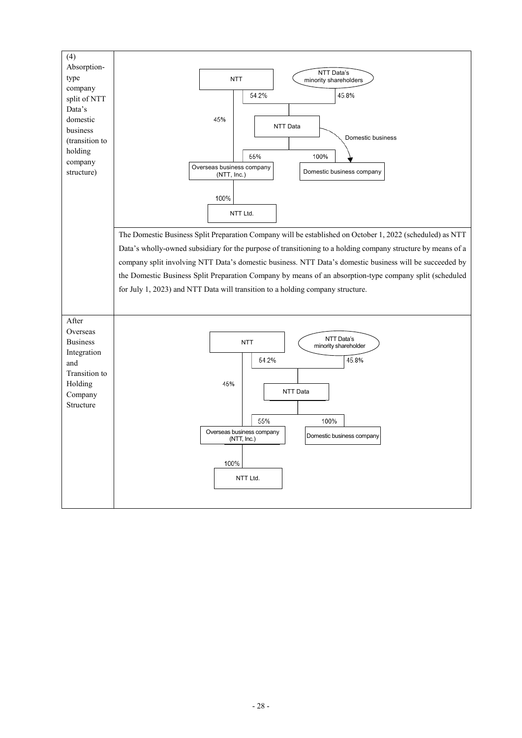| | |
|---|---|
| (4) Absorption-type company split of NTT Data's domestic business (transition to holding company structure) | NTT<br>NTT Data's minority shareholders<br>54.2%<br>45.8%<br>45%<br>NTT Data<br>Domestic business<br>55%<br>100%<br>Overseas business company (NTT, Inc.)<br>Domestic business company<br>100%<br>NTT Ltd.<br><br>The Domestic Business Split Preparation Company will be established on October 1, 2022 (scheduled) as NTT Data's wholly-owned subsidiary for the purpose of transitioning to a holding company structure by means of a company split involving NTT Data's domestic business. NTT Data's domestic business will be succeeded by the Domestic Business Split Preparation Company by means of an absorption-type company split (scheduled for July 1, 2023) and NTT Data will transition to a holding company structure. |
| After Overseas Business Integration and Transition to Holding Company Structure | NTT<br>NTT Data's minority shareholder<br>54.2%<br>45.8%<br>45%<br>NTT Data<br>55%<br>100%<br>Overseas business company (NTT, Inc.)<br>Domestic business company<br>100%<br>NTT Ltd. |